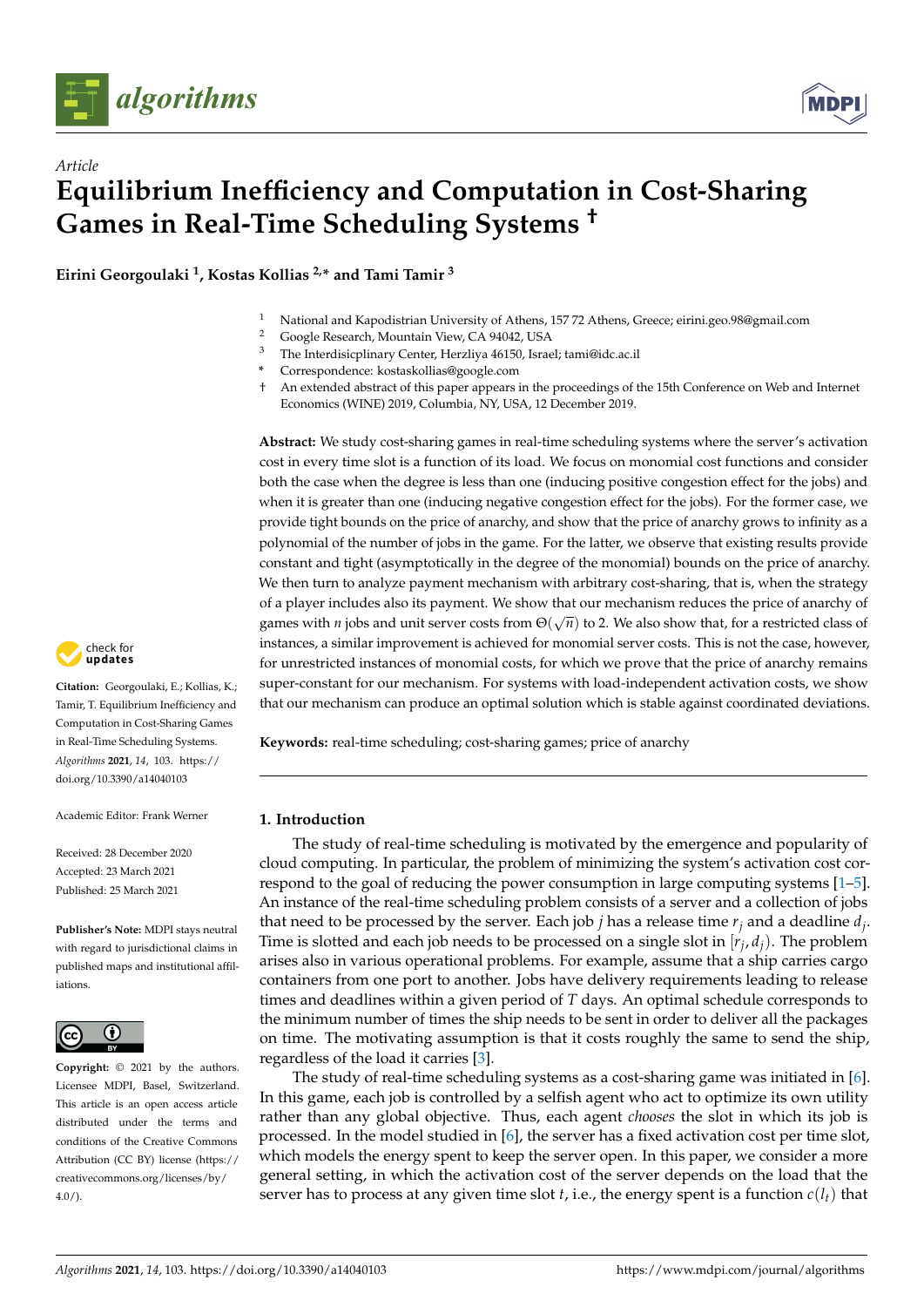*Article*

# Equilibrium Inefficiency and Computation in Cost-Sharing Games in Real-Time Scheduling Systems †

**Eirini Georgoulaki [1], Kostas Kollias [2,*] and Tami Tamir [3]**

[1] National and Kapodistrian University of Athens, 157 72 Athens, Greece; eirini.geo.98@gmail.com
[2] Google Research, Mountain View, CA 94042, USA
[3] The Interdisicplinary Center, Herzliya 46150, Israel; tami@idc.ac.il
\* Correspondence: kostaskollias@google.com
† An extended abstract of this paper appears in the proceedings of the 15th Conference on Web and Internet Economics (WINE) 2019, Columbia, NY, USA, 12 December 2019.

**Abstract:** We study cost-sharing games in real-time scheduling systems where the server's activation cost in every time slot is a function of its load. We focus on monomial cost functions and consider both the case when the degree is less than one (inducing positive congestion effect for the jobs) and when it is greater than one (inducing negative congestion effect for the jobs). For the former case, we provide tight bounds on the price of anarchy, and show that the price of anarchy grows to infinity as a polynomial of the number of jobs in the game. For the latter, we observe that existing results provide constant and tight (asymptotically in the degree of the monomial) bounds on the price of anarchy. We then turn to analyze payment mechanism with arbitrary cost-sharing, that is, when the strategy of a player includes also its payment. We show that our mechanism reduces the price of anarchy of games with $n$ jobs and unit server costs from $\Theta(\sqrt{n})$ to 2. We also show that, for a restricted class of instances, a similar improvement is achieved for monomial server costs. This is not the case, however, for unrestricted instances of monomial costs, for which we prove that the price of anarchy remains super-constant for our mechanism. For systems with load-independent activation costs, we show that our mechanism can produce an optimal solution which is stable against coordinated deviations.

**Keywords:** real-time scheduling; cost-sharing games; price of anarchy

**Citation:** Georgoulaki, E.; Kollias, K.; Tamir, T. Equilibrium Inefficiency and Computation in Cost-Sharing Games in Real-Time Scheduling Systems. *Algorithms* **2021**, *14*, 103. https://doi.org/10.3390/a14040103

Academic Editor: Frank Werner

Received: 28 December 2020
Accepted: 23 March 2021
Published: 25 March 2021

**Publisher's Note:** MDPI stays neutral with regard to jurisdictional claims in published maps and institutional affiliations.

**Copyright:** © 2021 by the authors. Licensee MDPI, Basel, Switzerland. This article is an open access article distributed under the terms and conditions of the Creative Commons Attribution (CC BY) license (https://creativecommons.org/licenses/by/4.0/).

## 1. Introduction

The study of real-time scheduling is motivated by the emergence and popularity of cloud computing. In particular, the problem of minimizing the system's activation cost correspond to the goal of reducing the power consumption in large computing systems [1–5]. An instance of the real-time scheduling problem consists of a server and a collection of jobs that need to be processed by the server. Each job $j$ has a release time $r_j$ and a deadline $d_j$. Time is slotted and each job needs to be processed on a single slot in $[r_j, d_j)$. The problem arises also in various operational problems. For example, assume that a ship carries cargo containers from one port to another. Jobs have delivery requirements leading to release times and deadlines within a given period of $T$ days. An optimal schedule corresponds to the minimum number of times the ship needs to be sent in order to deliver all the packages on time. The motivating assumption is that it costs roughly the same to send the ship, regardless of the load it carries [3].

The study of real-time scheduling systems as a cost-sharing game was initiated in [6]. In this game, each job is controlled by a selfish agent who act to optimize its own utility rather than any global objective. Thus, each agent *chooses* the slot in which its job is processed. In the model studied in [6], the server has a fixed activation cost per time slot, which models the energy spent to keep the server open. In this paper, we consider a more general setting, in which the activation cost of the server depends on the load that the server has to process at any given time slot $t$, i.e., the energy spent is a function $c(l_t)$ that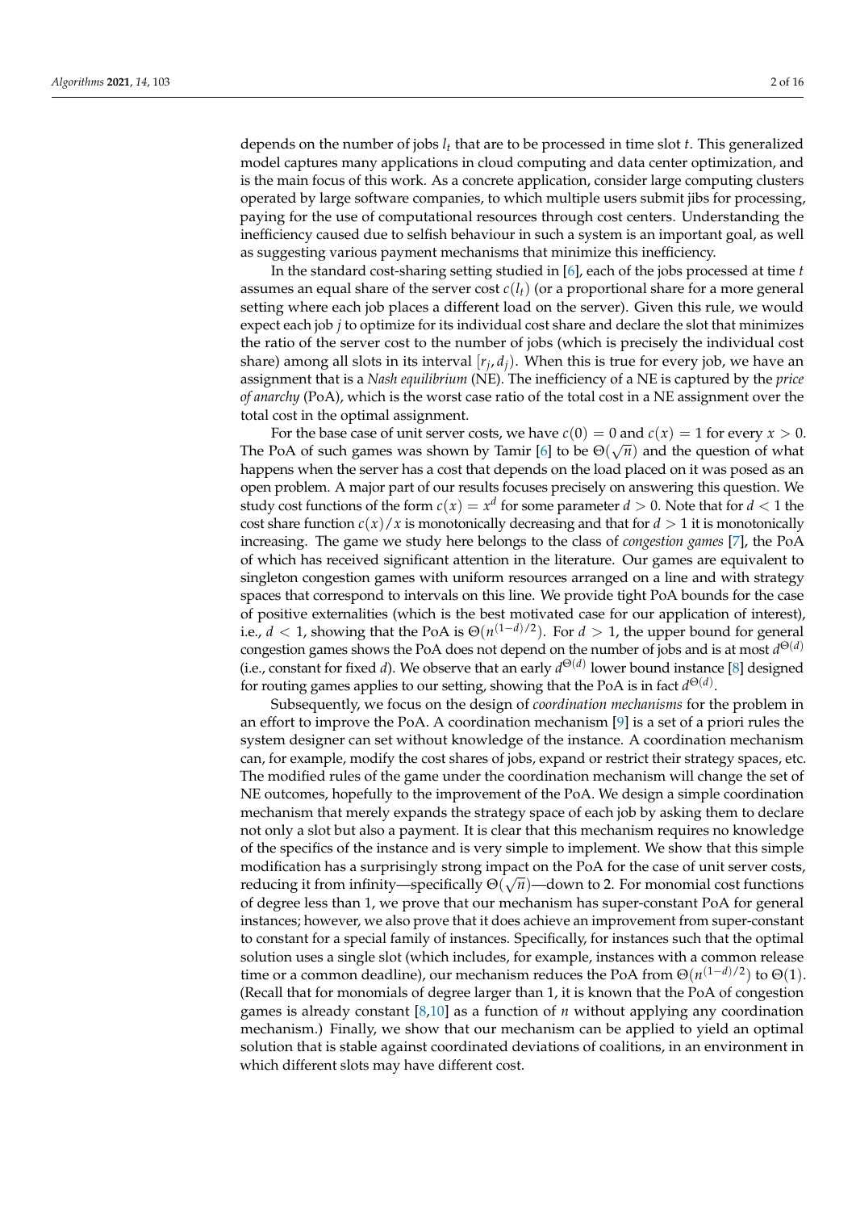depends on the number of jobs $l_t$ that are to be processed in time slot $t$. This generalized model captures many applications in cloud computing and data center optimization, and is the main focus of this work. As a concrete application, consider large computing clusters operated by large software companies, to which multiple users submit jibs for processing, paying for the use of computational resources through cost centers. Understanding the inefficiency caused due to selfish behaviour in such a system is an important goal, as well as suggesting various payment mechanisms that minimize this inefficiency.

In the standard cost-sharing setting studied in [6], each of the jobs processed at time $t$ assumes an equal share of the server cost $c(l_t)$ (or a proportional share for a more general setting where each job places a different load on the server). Given this rule, we would expect each job $j$ to optimize for its individual cost share and declare the slot that minimizes the ratio of the server cost to the number of jobs (which is precisely the individual cost share) among all slots in its interval $[r_j, d_j)$. When this is true for every job, we have an assignment that is a *Nash equilibrium* (NE). The inefficiency of a NE is captured by the *price of anarchy* (PoA), which is the worst case ratio of the total cost in a NE assignment over the total cost in the optimal assignment.

For the base case of unit server costs, we have $c(0) = 0$ and $c(x) = 1$ for every $x > 0$. The PoA of such games was shown by Tamir [6] to be $\Theta(\sqrt{n})$ and the question of what happens when the server has a cost that depends on the load placed on it was posed as an open problem. A major part of our results focuses precisely on answering this question. We study cost functions of the form $c(x) = x^d$ for some parameter $d > 0$. Note that for $d < 1$ the cost share function $c(x)/x$ is monotonically decreasing and that for $d > 1$ it is monotonically increasing. The game we study here belongs to the class of *congestion games* [7], the PoA of which has received significant attention in the literature. Our games are equivalent to singleton congestion games with uniform resources arranged on a line and with strategy spaces that correspond to intervals on this line. We provide tight PoA bounds for the case of positive externalities (which is the best motivated case for our application of interest), i.e., $d < 1$, showing that the PoA is $\Theta(n^{(1-d)/2})$. For $d > 1$, the upper bound for general congestion games shows the PoA does not depend on the number of jobs and is at most $d^{\Theta(d)}$ (i.e., constant for fixed $d$). We observe that an early $d^{\Theta(d)}$ lower bound instance [8] designed for routing games applies to our setting, showing that the PoA is in fact $d^{\Theta(d)}$.

Subsequently, we focus on the design of *coordination mechanisms* for the problem in an effort to improve the PoA. A coordination mechanism [9] is a set of a priori rules the system designer can set without knowledge of the instance. A coordination mechanism can, for example, modify the cost shares of jobs, expand or restrict their strategy spaces, etc. The modified rules of the game under the coordination mechanism will change the set of NE outcomes, hopefully to the improvement of the PoA. We design a simple coordination mechanism that merely expands the strategy space of each job by asking them to declare not only a slot but also a payment. It is clear that this mechanism requires no knowledge of the specifics of the instance and is very simple to implement. We show that this simple modification has a surprisingly strong impact on the PoA for the case of unit server costs, reducing it from infinity—specifically $\Theta(\sqrt{n})$—down to 2. For monomial cost functions of degree less than 1, we prove that our mechanism has super-constant PoA for general instances; however, we also prove that it does achieve an improvement from super-constant to constant for a special family of instances. Specifically, for instances such that the optimal solution uses a single slot (which includes, for example, instances with a common release time or a common deadline), our mechanism reduces the PoA from $\Theta(n^{(1-d)/2})$ to $\Theta(1)$. (Recall that for monomials of degree larger than 1, it is known that the PoA of congestion games is already constant [8,10] as a function of $n$ without applying any coordination mechanism.) Finally, we show that our mechanism can be applied to yield an optimal solution that is stable against coordinated deviations of coalitions, in an environment in which different slots may have different cost.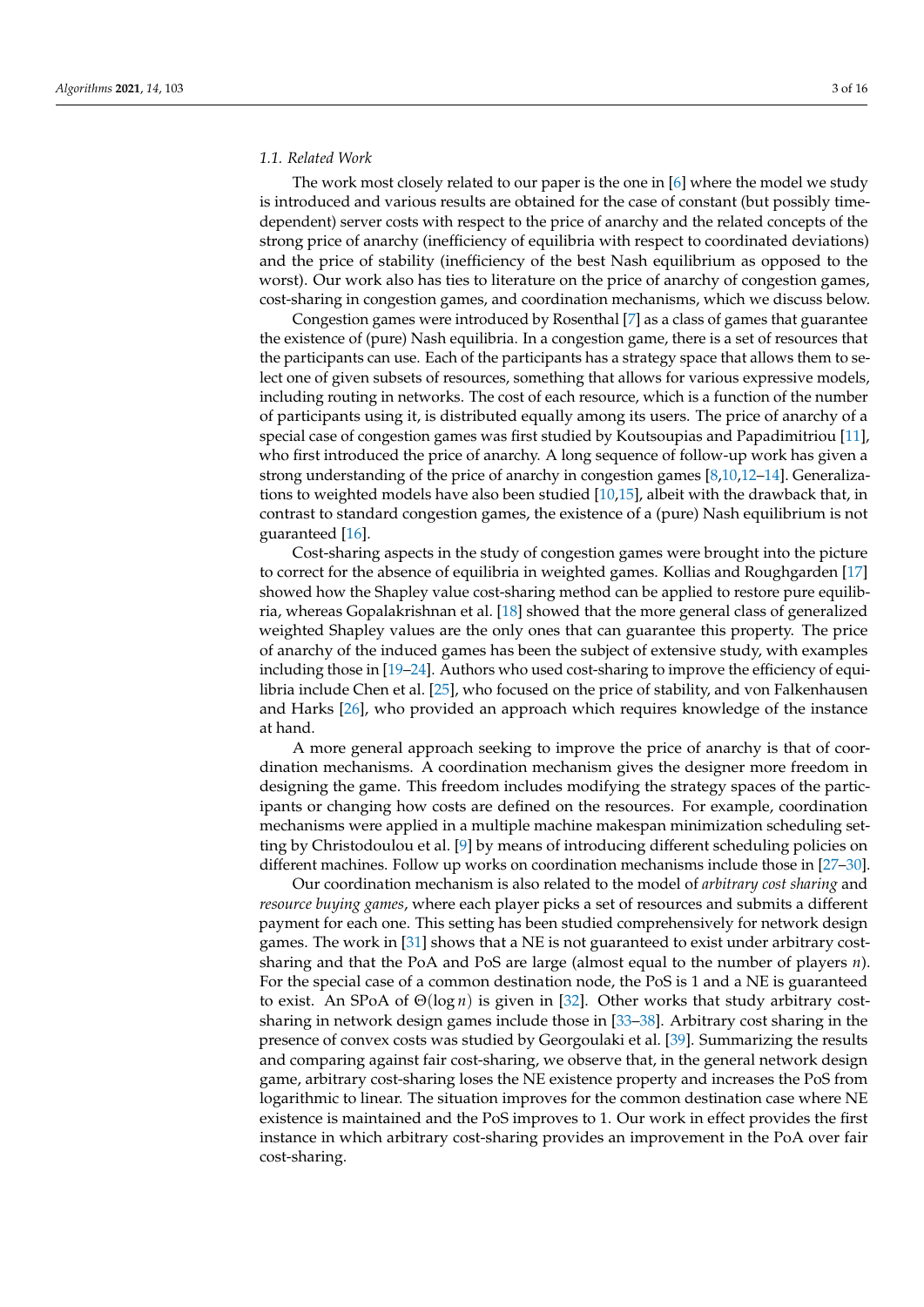### 1.1. Related Work

The work most closely related to our paper is the one in [6] where the model we study is introduced and various results are obtained for the case of constant (but possibly time-dependent) server costs with respect to the price of anarchy and the related concepts of the strong price of anarchy (inefficiency of equilibria with respect to coordinated deviations) and the price of stability (inefficiency of the best Nash equilibrium as opposed to the worst). Our work also has ties to literature on the price of anarchy of congestion games, cost-sharing in congestion games, and coordination mechanisms, which we discuss below.

Congestion games were introduced by Rosenthal [7] as a class of games that guarantee the existence of (pure) Nash equilibria. In a congestion game, there is a set of resources that the participants can use. Each of the participants has a strategy space that allows them to select one of given subsets of resources, something that allows for various expressive models, including routing in networks. The cost of each resource, which is a function of the number of participants using it, is distributed equally among its users. The price of anarchy of a special case of congestion games was first studied by Koutsoupias and Papadimitriou [11], who first introduced the price of anarchy. A long sequence of follow-up work has given a strong understanding of the price of anarchy in congestion games [8,10,12–14]. Generalizations to weighted models have also been studied [10,15], albeit with the drawback that, in contrast to standard congestion games, the existence of a (pure) Nash equilibrium is not guaranteed [16].

Cost-sharing aspects in the study of congestion games were brought into the picture to correct for the absence of equilibria in weighted games. Kollias and Roughgarden [17] showed how the Shapley value cost-sharing method can be applied to restore pure equilibria, whereas Gopalakrishnan et al. [18] showed that the more general class of generalized weighted Shapley values are the only ones that can guarantee this property. The price of anarchy of the induced games has been the subject of extensive study, with examples including those in [19–24]. Authors who used cost-sharing to improve the efficiency of equilibria include Chen et al. [25], who focused on the price of stability, and von Falkenhausen and Harks [26], who provided an approach which requires knowledge of the instance at hand.

A more general approach seeking to improve the price of anarchy is that of coordination mechanisms. A coordination mechanism gives the designer more freedom in designing the game. This freedom includes modifying the strategy spaces of the participants or changing how costs are defined on the resources. For example, coordination mechanisms were applied in a multiple machine makespan minimization scheduling setting by Christodoulou et al. [9] by means of introducing different scheduling policies on different machines. Follow up works on coordination mechanisms include those in [27–30].

Our coordination mechanism is also related to the model of *arbitrary cost sharing* and *resource buying games*, where each player picks a set of resources and submits a different payment for each one. This setting has been studied comprehensively for network design games. The work in [31] shows that a NE is not guaranteed to exist under arbitrary cost-sharing and that the PoA and PoS are large (almost equal to the number of players $n$). For the special case of a common destination node, the PoS is 1 and a NE is guaranteed to exist. An SPoA of $\Theta(\log n)$ is given in [32]. Other works that study arbitrary cost-sharing in network design games include those in [33–38]. Arbitrary cost sharing in the presence of convex costs was studied by Georgoulaki et al. [39]. Summarizing the results and comparing against fair cost-sharing, we observe that, in the general network design game, arbitrary cost-sharing loses the NE existence property and increases the PoS from logarithmic to linear. The situation improves for the common destination case where NE existence is maintained and the PoS improves to 1. Our work in effect provides the first instance in which arbitrary cost-sharing provides an improvement in the PoA over fair cost-sharing.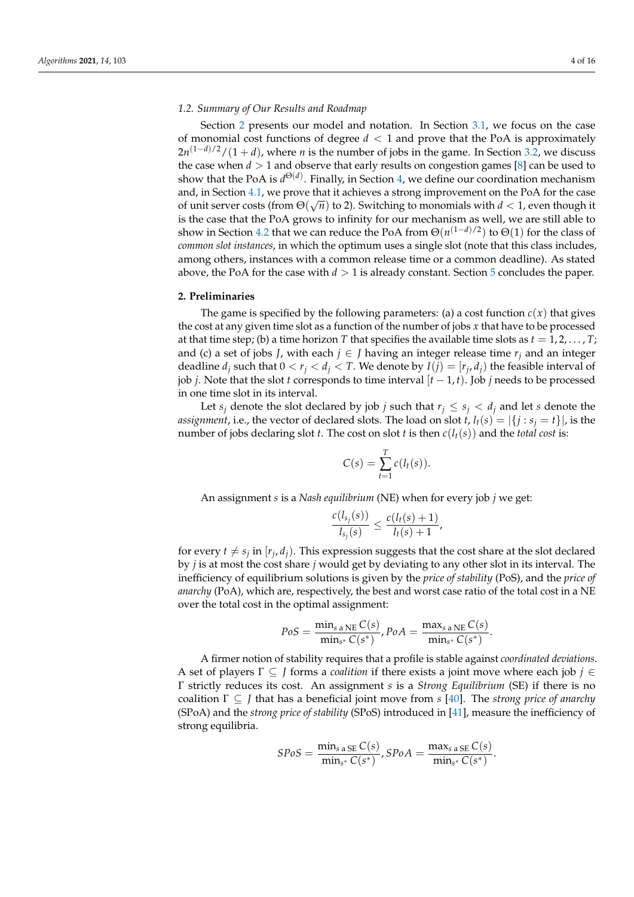### 1.2. Summary of Our Results and Roadmap

Section 2 presents our model and notation. In Section 3.1, we focus on the case of monomial cost functions of degree $d < 1$ and prove that the PoA is approximately $2n^{(1-d)/2}/(1+d)$, where $n$ is the number of jobs in the game. In Section 3.2, we discuss the case when $d > 1$ and observe that early results on congestion games [8] can be used to show that the PoA is $d^{\Theta(d)}$. Finally, in Section 4, we define our coordination mechanism and, in Section 4.1, we prove that it achieves a strong improvement on the PoA for the case of unit server costs (from $\Theta(\sqrt{n})$ to 2). Switching to monomials with $d < 1$, even though it is the case that the PoA grows to infinity for our mechanism as well, we are still able to show in Section 4.2 that we can reduce the PoA from $\Theta(n^{(1-d)/2})$ to $\Theta(1)$ for the class of *common slot instances*, in which the optimum uses a single slot (note that this class includes, among others, instances with a common release time or a common deadline). As stated above, the PoA for the case with $d > 1$ is already constant. Section 5 concludes the paper.

## 2. Preliminaries

The game is specified by the following parameters: (a) a cost function $c(x)$ that gives the cost at any given time slot as a function of the number of jobs $x$ that have to be processed at that time step; (b) a time horizon $T$ that specifies the available time slots as $t = 1, 2, \ldots, T$; and (c) a set of jobs $J$, with each $j \in J$ having an integer release time $r_j$ and an integer deadline $d_j$ such that $0 < r_j < d_j < T$. We denote by $I(j) = [r_j, d_j)$ the feasible interval of job $j$. Note that the slot $t$ corresponds to time interval $[t-1, t)$. Job $j$ needs to be processed in one time slot in its interval.

Let $s_j$ denote the slot declared by job $j$ such that $r_j \leq s_j < d_j$ and let $s$ denote the *assignment*, i.e., the vector of declared slots. The load on slot $t$, $l_t(s) = |\{j : s_j = t\}|$, is the number of jobs declaring slot $t$. The cost on slot $t$ is then $c(l_t(s))$ and the *total cost* is:

$$C(s) = \sum_{t=1}^{T} c(l_t(s)).$$

An assignment $s$ is a *Nash equilibrium* (NE) when for every job $j$ we get:

$$\frac{c(l_{s_j}(s))}{l_{s_j}(s)} \leq \frac{c(l_t(s)+1)}{l_t(s)+1},$$

for every $t \neq s_j$ in $[r_j, d_j)$. This expression suggests that the cost share at the slot declared by $j$ is at most the cost share $j$ would get by deviating to any other slot in its interval. The inefficiency of equilibrium solutions is given by the *price of stability* (PoS), and the *price of anarchy* (PoA), which are, respectively, the best and worst case ratio of the total cost in a NE over the total cost in the optimal assignment:

$$PoS = \frac{\min_{s \text{ a NE}} C(s)}{\min_{s^*} C(s^*)}, PoA = \frac{\max_{s \text{ a NE}} C(s)}{\min_{s^*} C(s^*)}.$$

A firmer notion of stability requires that a profile is stable against *coordinated deviations*. A set of players $\Gamma \subseteq J$ forms a *coalition* if there exists a joint move where each job $j \in \Gamma$ strictly reduces its cost. An assignment $s$ is a *Strong Equilibrium* (SE) if there is no coalition $\Gamma \subseteq J$ that has a beneficial joint move from $s$ [40]. The *strong price of anarchy* (SPoA) and the *strong price of stability* (SPoS) introduced in [41], measure the inefficiency of strong equilibria.

$$SPoS = \frac{\min_{s \text{ a SE}} C(s)}{\min_{s^*} C(s^*)}, SPoA = \frac{\max_{s \text{ a SE}} C(s)}{\min_{s^*} C(s^*)}.$$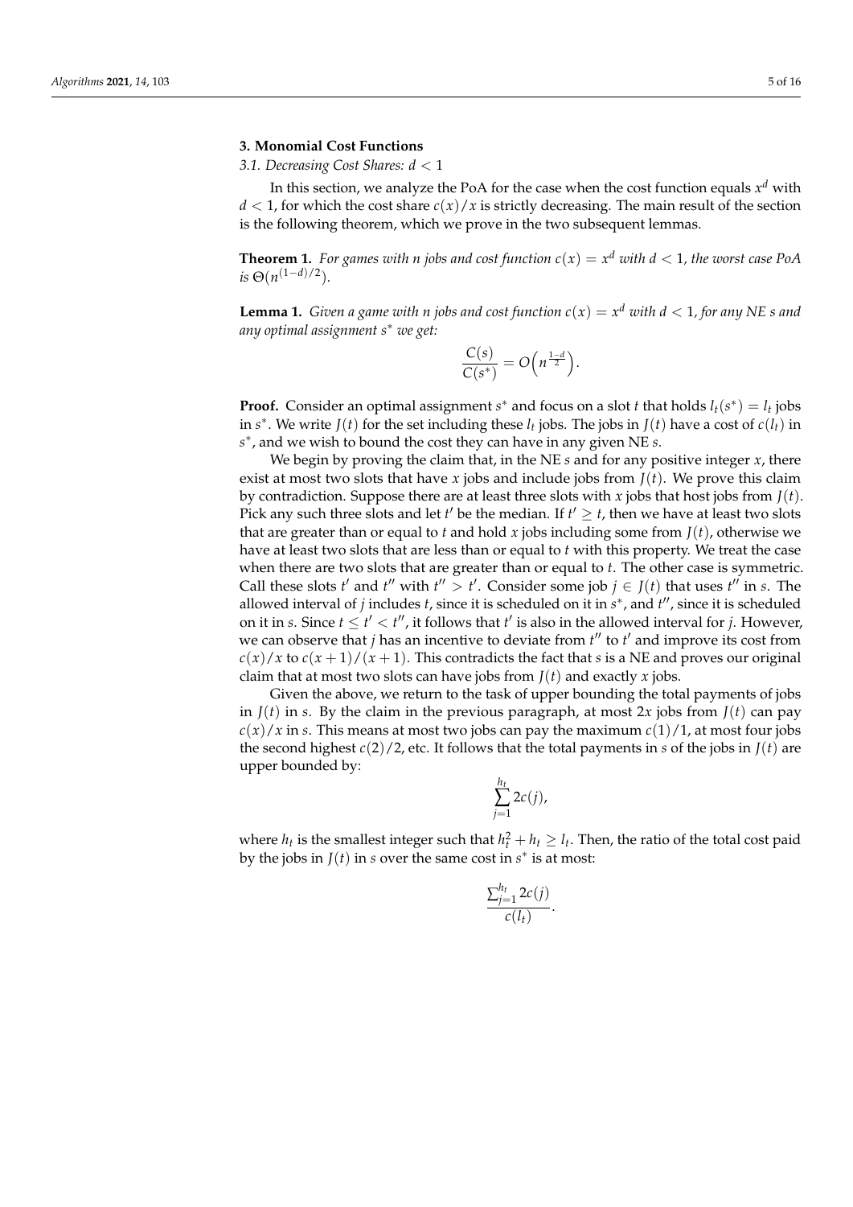## 3. Monomial Cost Functions

### 3.1. Decreasing Cost Shares: $d < 1$

In this section, we analyze the PoA for the case when the cost function equals $x^d$ with $d < 1$, for which the cost share $c(x)/x$ is strictly decreasing. The main result of the section is the following theorem, which we prove in the two subsequent lemmas.

**Theorem 1.** *For games with n jobs and cost function $c(x) = x^d$ with $d < 1$, the worst case PoA is $\Theta(n^{(1-d)/2})$.*

**Lemma 1.** *Given a game with n jobs and cost function $c(x) = x^d$ with $d < 1$, for any NE s and any optimal assignment $s^*$ we get:*

$$\frac{C(s)}{C(s^*)} = O\left(n^{\frac{1-d}{2}}\right).$$

**Proof.** Consider an optimal assignment $s^*$ and focus on a slot $t$ that holds $l_t(s^*) = l_t$ jobs in $s^*$. We write $J(t)$ for the set including these $l_t$ jobs. The jobs in $J(t)$ have a cost of $c(l_t)$ in $s^*$, and we wish to bound the cost they can have in any given NE $s$.

We begin by proving the claim that, in the NE $s$ and for any positive integer $x$, there exist at most two slots that have $x$ jobs and include jobs from $J(t)$. We prove this claim by contradiction. Suppose there are at least three slots with $x$ jobs that host jobs from $J(t)$. Pick any such three slots and let $t'$ be the median. If $t' \geq t$, then we have at least two slots that are greater than or equal to $t$ and hold $x$ jobs including some from $J(t)$, otherwise we have at least two slots that are less than or equal to $t$ with this property. We treat the case when there are two slots that are greater than or equal to $t$. The other case is symmetric. Call these slots $t'$ and $t''$ with $t'' > t'$. Consider some job $j \in J(t)$ that uses $t''$ in $s$. The allowed interval of $j$ includes $t$, since it is scheduled on it in $s^*$, and $t''$, since it is scheduled on it in $s$. Since $t \leq t' < t''$, it follows that $t'$ is also in the allowed interval for $j$. However, we can observe that $j$ has an incentive to deviate from $t''$ to $t'$ and improve its cost from $c(x)/x$ to $c(x+1)/(x+1)$. This contradicts the fact that $s$ is a NE and proves our original claim that at most two slots can have jobs from $J(t)$ and exactly $x$ jobs.

Given the above, we return to the task of upper bounding the total payments of jobs in $J(t)$ in $s$. By the claim in the previous paragraph, at most $2x$ jobs from $J(t)$ can pay $c(x)/x$ in $s$. This means at most two jobs can pay the maximum $c(1)/1$, at most four jobs the second highest $c(2)/2$, etc. It follows that the total payments in $s$ of the jobs in $J(t)$ are upper bounded by:

$$\sum_{j=1}^{h_t} 2c(j),$$

where $h_t$ is the smallest integer such that $h_t^2 + h_t \geq l_t$. Then, the ratio of the total cost paid by the jobs in $J(t)$ in $s$ over the same cost in $s^*$ is at most:

$$\frac{\sum_{j=1}^{h_t} 2c(j)}{c(l_t)}.$$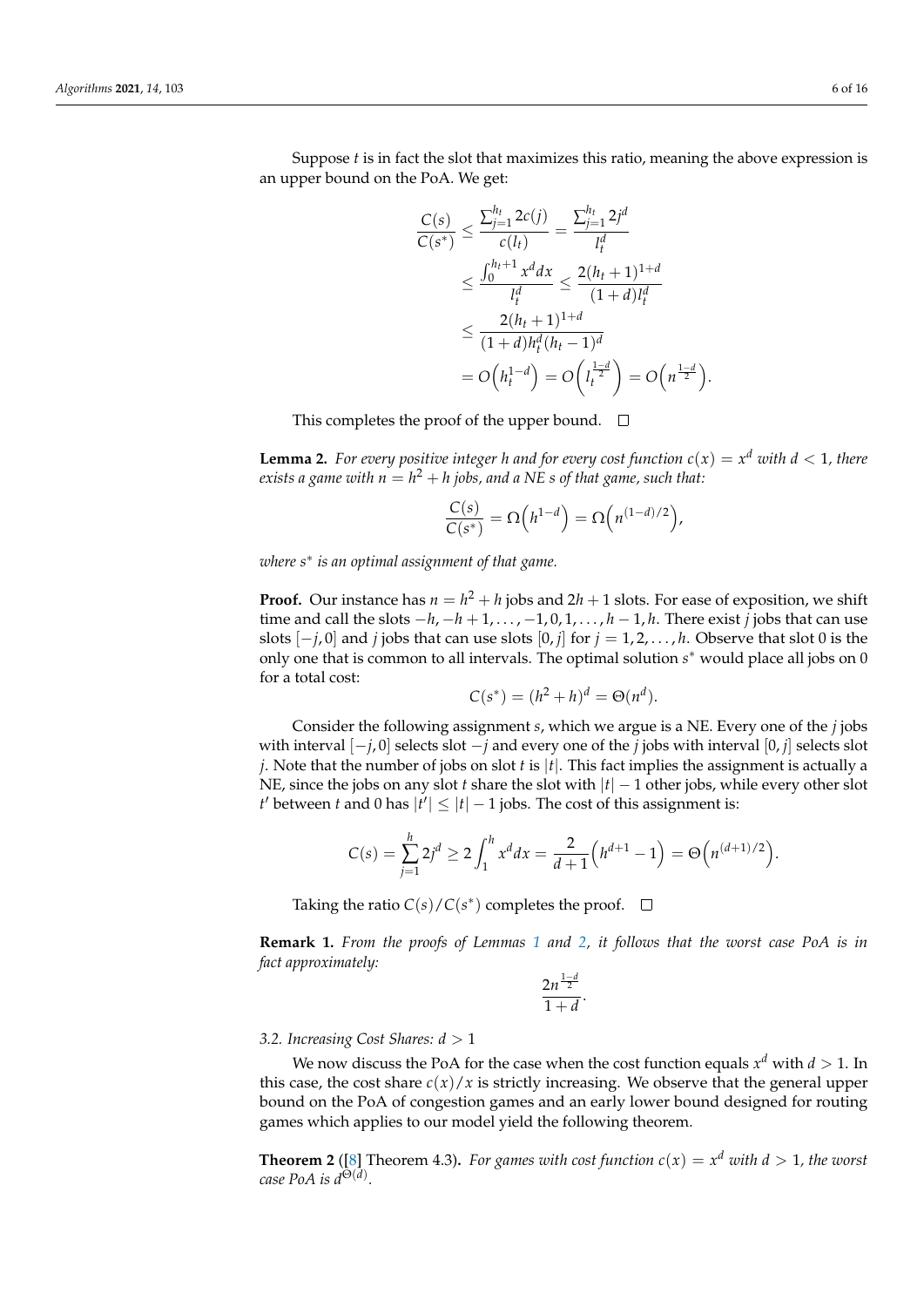Suppose $t$ is in fact the slot that maximizes this ratio, meaning the above expression is an upper bound on the PoA. We get:

$$
\begin{aligned}
\frac{C(s)}{C(s^*)} &\leq \frac{\sum_{j=1}^{h_t} 2c(j)}{c(l_t)} = \frac{\sum_{j=1}^{h_t} 2j^d}{l_t^d} \\
&\leq \frac{\int_0^{h_t+1} x^d dx}{l_t^d} \leq \frac{2(h_t+1)^{1+d}}{(1+d)l_t^d} \\
&\leq \frac{2(h_t+1)^{1+d}}{(1+d)h_t^d(h_t-1)^d} \\
&= O\Big(h_t^{1-d}\Big) = O\Big(l_t^{\frac{1-d}{2}}\Big) = O\Big(n^{\frac{1-d}{2}}\Big).
\end{aligned}
$$

This completes the proof of the upper bound. □

**Lemma 2.** *For every positive integer $h$ and for every cost function $c(x) = x^d$ with $d < 1$, there exists a game with $n = h^2 + h$ jobs, and a NE $s$ of that game, such that:*

$$
\frac{C(s)}{C(s^*)} = \Omega\Big(h^{1-d}\Big) = \Omega\Big(n^{(1-d)/2}\Big),
$$

*where $s^*$ is an optimal assignment of that game.*

**Proof.** Our instance has $n = h^2 + h$ jobs and $2h + 1$ slots. For ease of exposition, we shift time and call the slots $-h, -h+1, \ldots, -1, 0, 1, \ldots, h-1, h$. There exist $j$ jobs that can use slots $[-j, 0]$ and $j$ jobs that can use slots $[0, j]$ for $j = 1, 2, \ldots, h$. Observe that slot 0 is the only one that is common to all intervals. The optimal solution $s^*$ would place all jobs on 0 for a total cost:

$$
C(s^*) = (h^2 + h)^d = \Theta(n^d).
$$

Consider the following assignment $s$, which we argue is a NE. Every one of the $j$ jobs with interval $[-j, 0]$ selects slot $-j$ and every one of the $j$ jobs with interval $[0, j]$ selects slot $j$. Note that the number of jobs on slot $t$ is $|t|$. This fact implies the assignment is actually a NE, since the jobs on any slot $t$ share the slot with $|t| - 1$ other jobs, while every other slot $t'$ between $t$ and 0 has $|t'| \leq |t| - 1$ jobs. The cost of this assignment is:

$$
C(s) = \sum_{j=1}^{h} 2j^d \geq 2\int_1^h x^d dx = \frac{2}{d+1}\Big(h^{d+1} - 1\Big) = \Theta\Big(n^{(d+1)/2}\Big).
$$

Taking the ratio $C(s)/C(s^*)$ completes the proof. □

**Remark 1.** *From the proofs of Lemmas 1 and 2, it follows that the worst case PoA is in fact approximately:*

$$
\frac{2n^{\frac{1-d}{2}}}{1+d}.
$$

### 3.2. Increasing Cost Shares: $d > 1$

We now discuss the PoA for the case when the cost function equals $x^d$ with $d > 1$. In this case, the cost share $c(x)/x$ is strictly increasing. We observe that the general upper bound on the PoA of congestion games and an early lower bound designed for routing games which applies to our model yield the following theorem.

**Theorem 2** ([8] Theorem 4.3)**.** *For games with cost function $c(x) = x^d$ with $d > 1$, the worst case PoA is $d^{\Theta(d)}$.*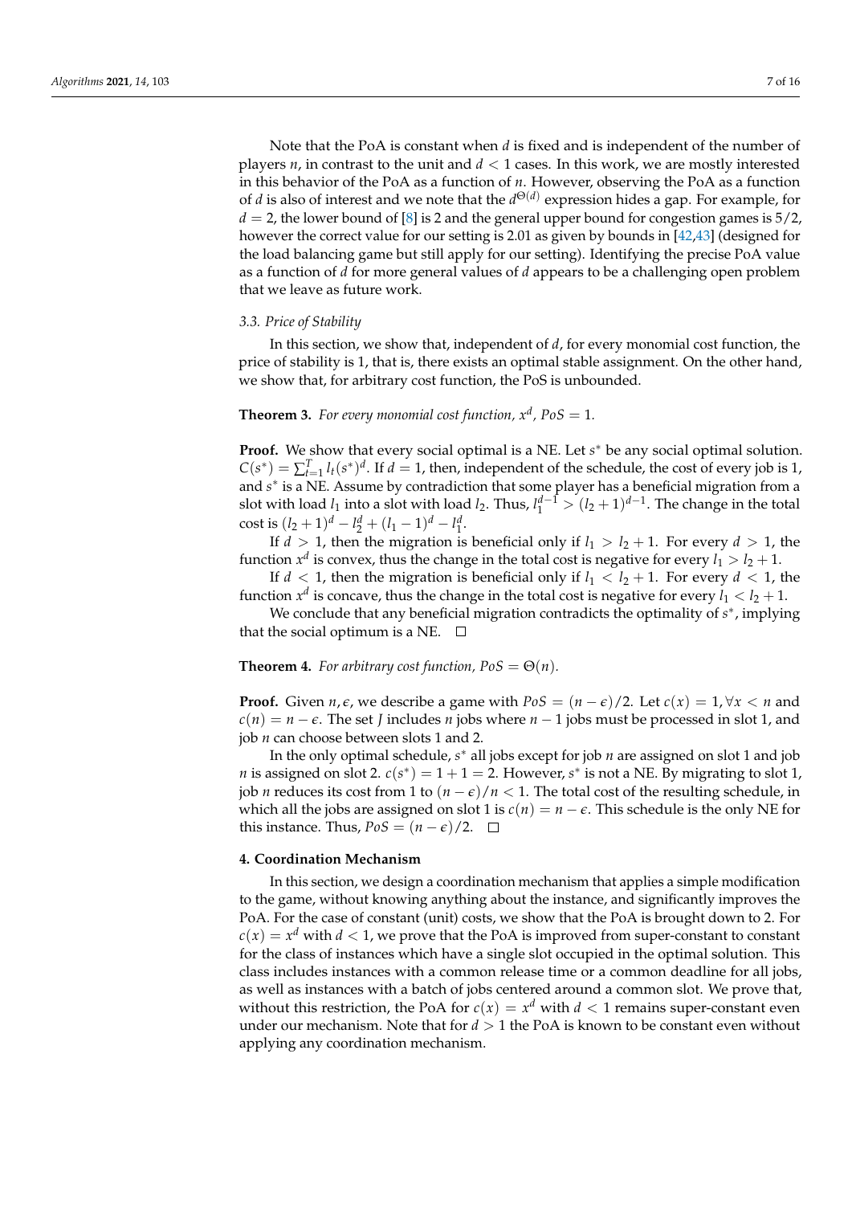Note that the PoA is constant when $d$ is fixed and is independent of the number of players $n$, in contrast to the unit and $d < 1$ cases. In this work, we are mostly interested in this behavior of the PoA as a function of $n$. However, observing the PoA as a function of $d$ is also of interest and we note that the $d^{\Theta(d)}$ expression hides a gap. For example, for $d = 2$, the lower bound of [8] is 2 and the general upper bound for congestion games is $5/2$, however the correct value for our setting is 2.01 as given by bounds in [42,43] (designed for the load balancing game but still apply for our setting). Identifying the precise PoA value as a function of $d$ for more general values of $d$ appears to be a challenging open problem that we leave as future work.

### 3.3. Price of Stability

In this section, we show that, independent of $d$, for every monomial cost function, the price of stability is 1, that is, there exists an optimal stable assignment. On the other hand, we show that, for arbitrary cost function, the PoS is unbounded.

**Theorem 3.** *For every monomial cost function, $x^d$, $PoS = 1$.*

**Proof.** We show that every social optimal is a NE. Let $s^*$ be any social optimal solution. $C(s^*) = \sum_{t=1}^{T} l_t(s^*)^d$. If $d = 1$, then, independent of the schedule, the cost of every job is 1, and $s^*$ is a NE. Assume by contradiction that some player has a beneficial migration from a slot with load $l_1$ into a slot with load $l_2$. Thus, $l_1^{d-1} > (l_2 + 1)^{d-1}$. The change in the total cost is $(l_2 + 1)^d - l_2^d + (l_1 - 1)^d - l_1^d$.

If $d > 1$, then the migration is beneficial only if $l_1 > l_2 + 1$. For every $d > 1$, the function $x^d$ is convex, thus the change in the total cost is negative for every $l_1 > l_2 + 1$.

If $d < 1$, then the migration is beneficial only if $l_1 < l_2 + 1$. For every $d < 1$, the function $x^d$ is concave, thus the change in the total cost is negative for every $l_1 < l_2 + 1$.

We conclude that any beneficial migration contradicts the optimality of $s^*$, implying that the social optimum is a NE. □

**Theorem 4.** *For arbitrary cost function, $PoS = \Theta(n)$.*

**Proof.** Given $n, \epsilon$, we describe a game with $PoS = (n - \epsilon)/2$. Let $c(x) = 1, \forall x < n$ and $c(n) = n - \epsilon$. The set $J$ includes $n$ jobs where $n - 1$ jobs must be processed in slot 1, and job $n$ can choose between slots 1 and 2.

In the only optimal schedule, $s^*$ all jobs except for job $n$ are assigned on slot 1 and job $n$ is assigned on slot 2. $c(s^*) = 1 + 1 = 2$. However, $s^*$ is not a NE. By migrating to slot 1, job $n$ reduces its cost from 1 to $(n - \epsilon)/n < 1$. The total cost of the resulting schedule, in which all the jobs are assigned on slot 1 is $c(n) = n - \epsilon$. This schedule is the only NE for this instance. Thus, $PoS = (n - \epsilon)/2$. □

## 4. Coordination Mechanism

In this section, we design a coordination mechanism that applies a simple modification to the game, without knowing anything about the instance, and significantly improves the PoA. For the case of constant (unit) costs, we show that the PoA is brought down to 2. For $c(x) = x^d$ with $d < 1$, we prove that the PoA is improved from super-constant to constant for the class of instances which have a single slot occupied in the optimal solution. This class includes instances with a common release time or a common deadline for all jobs, as well as instances with a batch of jobs centered around a common slot. We prove that, without this restriction, the PoA for $c(x) = x^d$ with $d < 1$ remains super-constant even under our mechanism. Note that for $d > 1$ the PoA is known to be constant even without applying any coordination mechanism.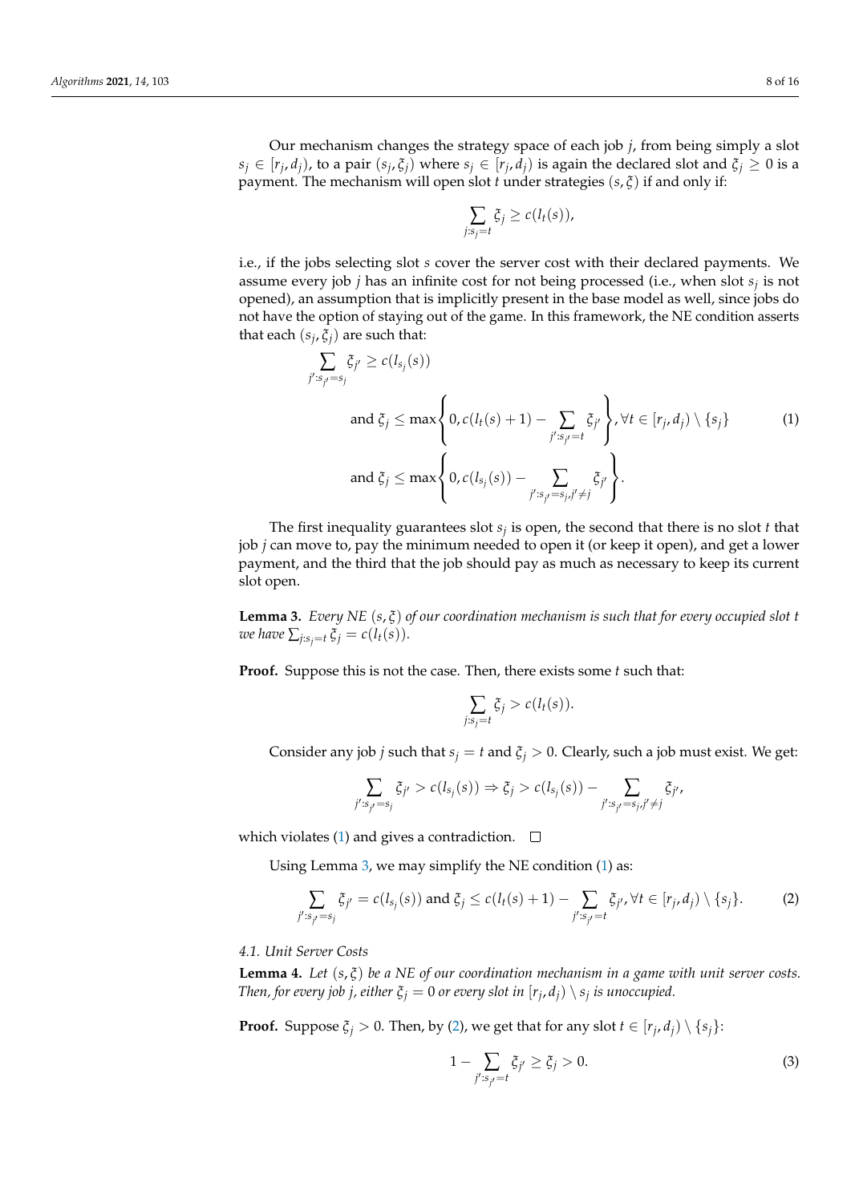Our mechanism changes the strategy space of each job $j$, from being simply a slot $s_j \in [r_j, d_j)$, to a pair $(s_j, \xi_j)$ where $s_j \in [r_j, d_j)$ is again the declared slot and $\xi_j \geq 0$ is a payment. The mechanism will open slot $t$ under strategies $(s, \xi)$ if and only if:

$$\sum_{j: s_j = t} \xi_j \geq c(l_t(s)),$$

i.e., if the jobs selecting slot $s$ cover the server cost with their declared payments. We assume every job $j$ has an infinite cost for not being processed (i.e., when slot $s_j$ is not opened), an assumption that is implicitly present in the base model as well, since jobs do not have the option of staying out of the game. In this framework, the NE condition asserts that each $(s_j, \xi_j)$ are such that:

$$\begin{aligned}
\sum_{j': s_{j'} = s_j} \xi_{j'} &\geq c(l_{s_j}(s)) \\
\text{and } \xi_j &\leq \max\left\{0, c(l_t(s)+1) - \sum_{j': s_{j'} = t} \xi_{j'}\right\}, \forall t \in [r_j, d_j) \setminus \{s_j\} \\
\text{and } \xi_j &\leq \max\left\{0, c(l_{s_j}(s)) - \sum_{j': s_{j'} = s_j, j' \neq j} \xi_{j'}\right\}.
\end{aligned} \tag{1}$$

The first inequality guarantees slot $s_j$ is open, the second that there is no slot $t$ that job $j$ can move to, pay the minimum needed to open it (or keep it open), and get a lower payment, and the third that the job should pay as much as necessary to keep its current slot open.

**Lemma 3.** *Every NE $(s, \xi)$ of our coordination mechanism is such that for every occupied slot $t$ we have $\sum_{j: s_j = t} \xi_j = c(l_t(s))$.*

**Proof.** Suppose this is not the case. Then, there exists some $t$ such that:

$$\sum_{j: s_j = t} \xi_j > c(l_t(s)).$$

Consider any job $j$ such that $s_j = t$ and $\xi_j > 0$. Clearly, such a job must exist. We get:

$$\sum_{j': s_{j'} = s_j} \xi_{j'} > c(l_{s_j}(s)) \Rightarrow \xi_j > c(l_{s_j}(s)) - \sum_{j': s_{j'} = s_j, j' \neq j} \xi_{j'},$$

which violates (1) and gives a contradiction. □

Using Lemma 3, we may simplify the NE condition (1) as:

$$\sum_{j': s_{j'} = s_j} \xi_{j'} = c(l_{s_j}(s)) \text{ and } \xi_j \leq c(l_t(s)+1) - \sum_{j': s_{j'} = t} \xi_{j'}, \forall t \in [r_j, d_j) \setminus \{s_j\}. \tag{2}$$

### 4.1. Unit Server Costs

**Lemma 4.** *Let $(s, \xi)$ be a NE of our coordination mechanism in a game with unit server costs. Then, for every job $j$, either $\xi_j = 0$ or every slot in $[r_j, d_j) \setminus s_j$ is unoccupied.*

**Proof.** Suppose $\xi_j > 0$. Then, by (2), we get that for any slot $t \in [r_j, d_j) \setminus \{s_j\}$:

$$1 - \sum_{j': s_{j'} = t} \xi_{j'} \geq \xi_j > 0. \tag{3}$$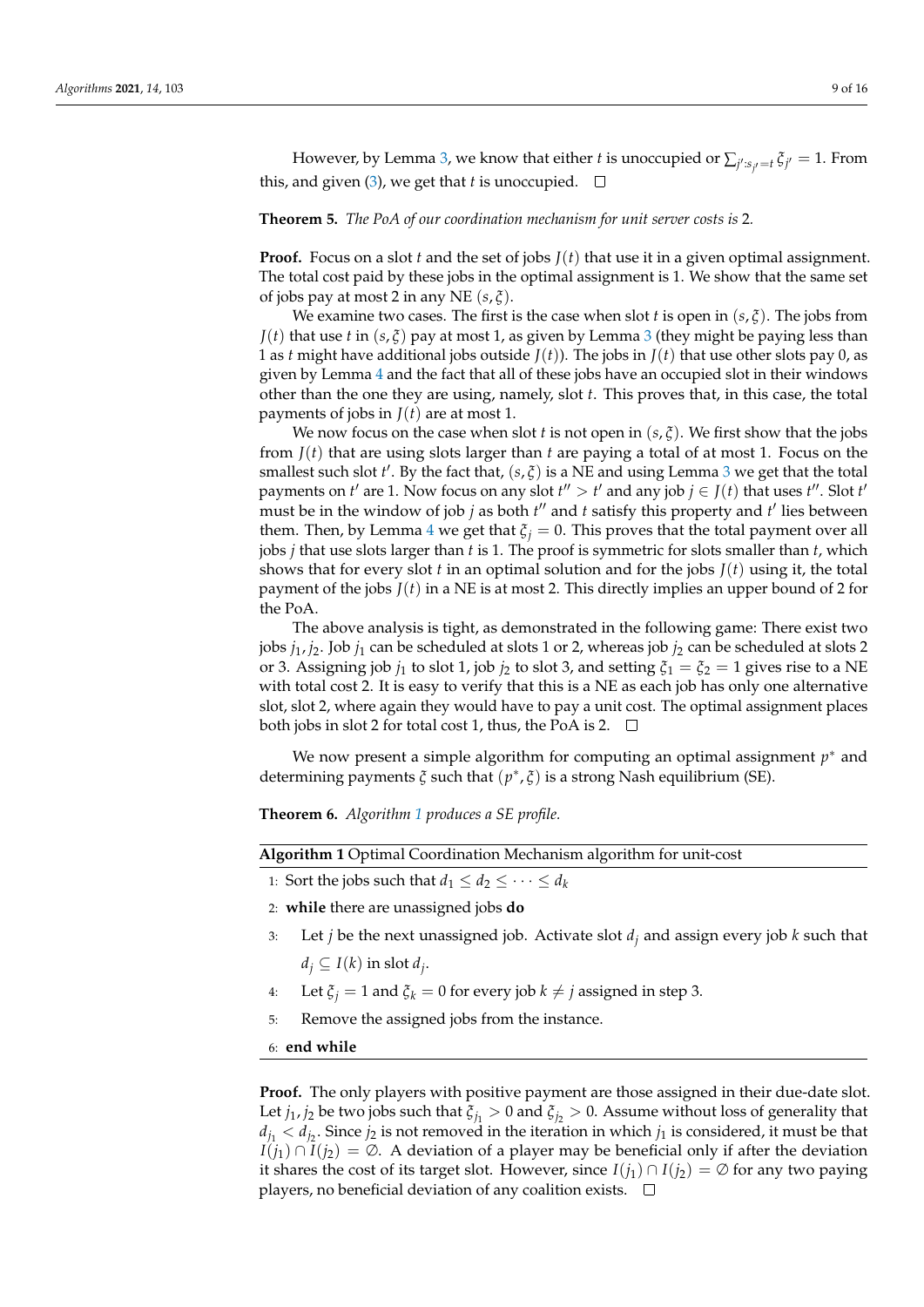However, by Lemma 3, we know that either $t$ is unoccupied or $\sum_{j':s_{j'}=t} \xi_{j'} = 1$. From this, and given (3), we get that $t$ is unoccupied. □

**Theorem 5.** *The PoA of our coordination mechanism for unit server costs is* 2*.*

**Proof.** Focus on a slot $t$ and the set of jobs $J(t)$ that use it in a given optimal assignment. The total cost paid by these jobs in the optimal assignment is 1. We show that the same set of jobs pay at most 2 in any NE $(s, \xi)$.

We examine two cases. The first is the case when slot $t$ is open in $(s, \xi)$. The jobs from $J(t)$ that use $t$ in $(s, \xi)$ pay at most 1, as given by Lemma 3 (they might be paying less than 1 as $t$ might have additional jobs outside $J(t)$). The jobs in $J(t)$ that use other slots pay 0, as given by Lemma 4 and the fact that all of these jobs have an occupied slot in their windows other than the one they are using, namely, slot $t$. This proves that, in this case, the total payments of jobs in $J(t)$ are at most 1.

We now focus on the case when slot $t$ is not open in $(s, \xi)$. We first show that the jobs from $J(t)$ that are using slots larger than $t$ are paying a total of at most 1. Focus on the smallest such slot $t'$. By the fact that, $(s, \xi)$ is a NE and using Lemma 3 we get that the total payments on $t'$ are 1. Now focus on any slot $t'' > t'$ and any job $j \in J(t)$ that uses $t''$. Slot $t'$ must be in the window of job $j$ as both $t''$ and $t$ satisfy this property and $t'$ lies between them. Then, by Lemma 4 we get that $\xi_j = 0$. This proves that the total payment over all jobs $j$ that use slots larger than $t$ is 1. The proof is symmetric for slots smaller than $t$, which shows that for every slot $t$ in an optimal solution and for the jobs $J(t)$ using it, the total payment of the jobs $J(t)$ in a NE is at most 2. This directly implies an upper bound of 2 for the PoA.

The above analysis is tight, as demonstrated in the following game: There exist two jobs $j_1, j_2$. Job $j_1$ can be scheduled at slots 1 or 2, whereas job $j_2$ can be scheduled at slots 2 or 3. Assigning job $j_1$ to slot 1, job $j_2$ to slot 3, and setting $\xi_1 = \xi_2 = 1$ gives rise to a NE with total cost 2. It is easy to verify that this is a NE as each job has only one alternative slot, slot 2, where again they would have to pay a unit cost. The optimal assignment places both jobs in slot 2 for total cost 1, thus, the PoA is 2. □

We now present a simple algorithm for computing an optimal assignment $p^*$ and determining payments $\xi$ such that $(p^*, \xi)$ is a strong Nash equilibrium (SE).

**Theorem 6.** *Algorithm 1 produces a SE profile.*

**Algorithm 1** Optimal Coordination Mechanism algorithm for unit-cost

```
1: Sort the jobs such that d_1 ≤ d_2 ≤ ··· ≤ d_k
2: while there are unassigned jobs do
3:     Let j be the next unassigned job. Activate slot d_j and assign every job k such that
       d_j ⊆ I(k) in slot d_j.
4:     Let ξ_j = 1 and ξ_k = 0 for every job k ≠ j assigned in step 3.
5:     Remove the assigned jobs from the instance.
6: end while
```

**Proof.** The only players with positive payment are those assigned in their due-date slot. Let $j_1, j_2$ be two jobs such that $\xi_{j_1} > 0$ and $\xi_{j_2} > 0$. Assume without loss of generality that $d_{j_1} < d_{j_2}$. Since $j_2$ is not removed in the iteration in which $j_1$ is considered, it must be that $I(j_1) \cap I(j_2) = \emptyset$. A deviation of a player may be beneficial only if after the deviation it shares the cost of its target slot. However, since $I(j_1) \cap I(j_2) = \emptyset$ for any two paying players, no beneficial deviation of any coalition exists. □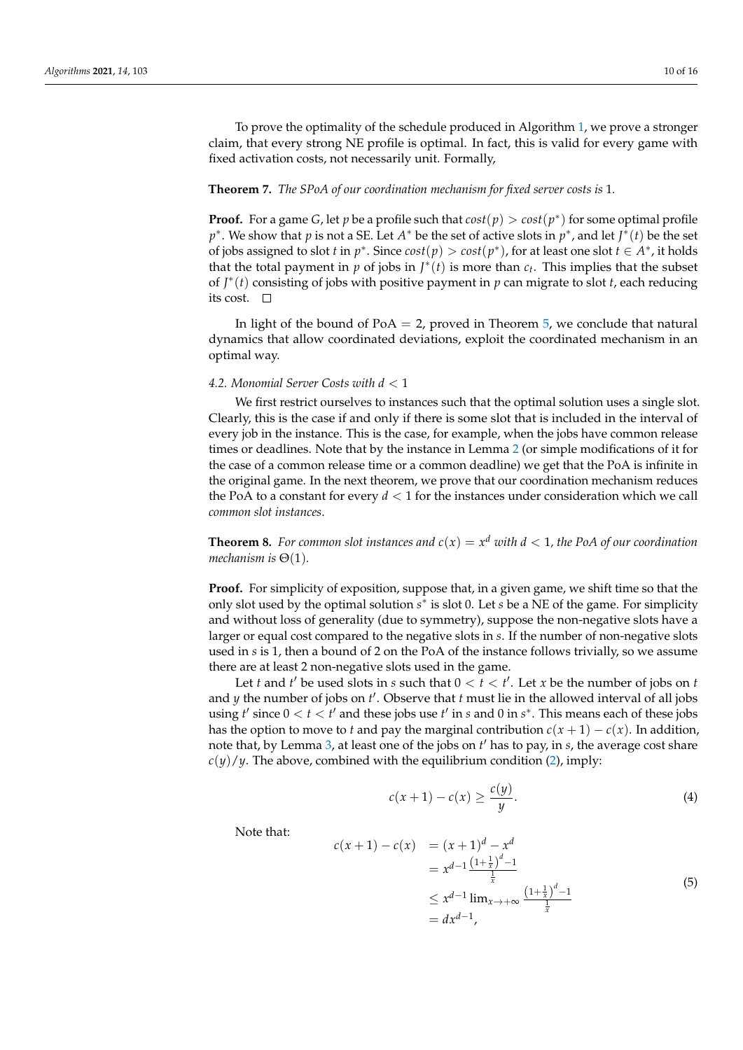To prove the optimality of the schedule produced in Algorithm 1, we prove a stronger claim, that every strong NE profile is optimal. In fact, this is valid for every game with fixed activation costs, not necessarily unit. Formally,

**Theorem 7.** *The SPoA of our coordination mechanism for fixed server costs is* 1*.*

**Proof.** For a game $G$, let $p$ be a profile such that $cost(p) > cost(p^*)$ for some optimal profile $p^*$. We show that $p$ is not a SE. Let $A^*$ be the set of active slots in $p^*$, and let $J^*(t)$ be the set of jobs assigned to slot $t$ in $p^*$. Since $cost(p) > cost(p^*)$, for at least one slot $t \in A^*$, it holds that the total payment in $p$ of jobs in $J^*(t)$ is more than $c_t$. This implies that the subset of $J^*(t)$ consisting of jobs with positive payment in $p$ can migrate to slot $t$, each reducing its cost. □

In light of the bound of PoA $= 2$, proved in Theorem 5, we conclude that natural dynamics that allow coordinated deviations, exploit the coordinated mechanism in an optimal way.

#### 4.2. Monomial Server Costs with $d < 1$

We first restrict ourselves to instances such that the optimal solution uses a single slot. Clearly, this is the case if and only if there is some slot that is included in the interval of every job in the instance. This is the case, for example, when the jobs have common release times or deadlines. Note that by the instance in Lemma 2 (or simple modifications of it for the case of a common release time or a common deadline) we get that the PoA is infinite in the original game. In the next theorem, we prove that our coordination mechanism reduces the PoA to a constant for every $d < 1$ for the instances under consideration which we call *common slot instances*.

**Theorem 8.** *For common slot instances and $c(x) = x^d$ with $d < 1$, the PoA of our coordination mechanism is $\Theta(1)$.*

**Proof.** For simplicity of exposition, suppose that, in a given game, we shift time so that the only slot used by the optimal solution $s^*$ is slot 0. Let $s$ be a NE of the game. For simplicity and without loss of generality (due to symmetry), suppose the non-negative slots have a larger or equal cost compared to the negative slots in $s$. If the number of non-negative slots used in $s$ is 1, then a bound of 2 on the PoA of the instance follows trivially, so we assume there are at least 2 non-negative slots used in the game.

Let $t$ and $t'$ be used slots in $s$ such that $0 < t < t'$. Let $x$ be the number of jobs on $t$ and $y$ the number of jobs on $t'$. Observe that $t$ must lie in the allowed interval of all jobs using $t'$ since $0 < t < t'$ and these jobs use $t'$ in $s$ and 0 in $s^*$. This means each of these jobs has the option to move to $t$ and pay the marginal contribution $c(x+1) - c(x)$. In addition, note that, by Lemma 3, at least one of the jobs on $t'$ has to pay, in $s$, the average cost share $c(y)/y$. The above, combined with the equilibrium condition (2), imply:

$$c(x+1) - c(x) \geq \frac{c(y)}{y}. \tag{4}$$

Note that:

$$\begin{aligned} c(x+1) - c(x) &= (x+1)^d - x^d \\ &= x^{d-1} \frac{\left(1+\frac{1}{x}\right)^d - 1}{\frac{1}{x}} \\ &\leq x^{d-1} \lim_{x \to +\infty} \frac{\left(1+\frac{1}{x}\right)^d - 1}{\frac{1}{x}} \\ &= dx^{d-1}, \end{aligned} \tag{5}$$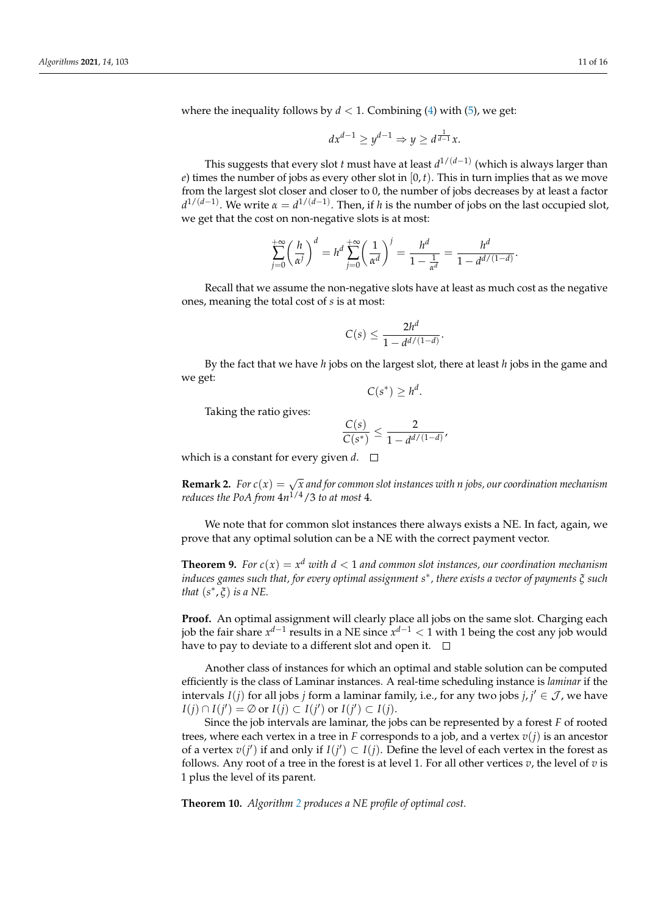where the inequality follows by $d < 1$. Combining (4) with (5), we get:

$$dx^{d-1} \geq y^{d-1} \Rightarrow y \geq d^{\frac{1}{d-1}} x.$$

This suggests that every slot $t$ must have at least $d^{1/(d-1)}$ (which is always larger than $e$) times the number of jobs as every other slot in $[0, t)$. This in turn implies that as we move from the largest slot closer and closer to 0, the number of jobs decreases by at least a factor $d^{1/(d-1)}$. We write $\alpha = d^{1/(d-1)}$. Then, if $h$ is the number of jobs on the last occupied slot, we get that the cost on non-negative slots is at most:

$$\sum_{j=0}^{+\infty} \left(\frac{h}{\alpha^j}\right)^d = h^d \sum_{j=0}^{+\infty} \left(\frac{1}{\alpha^d}\right)^j = \frac{h^d}{1 - \frac{1}{\alpha^d}} = \frac{h^d}{1 - d^{d/(1-d)}}.$$

Recall that we assume the non-negative slots have at least as much cost as the negative ones, meaning the total cost of $s$ is at most:

$$C(s) \leq \frac{2h^d}{1 - d^{d/(1-d)}}.$$

By the fact that we have $h$ jobs on the largest slot, there at least $h$ jobs in the game and we get:

$$C(s^*) \geq h^d.$$

Taking the ratio gives:

$$\frac{C(s)}{C(s^*)} \leq \frac{2}{1 - d^{d/(1-d)}},$$

which is a constant for every given $d$. $\square$

**Remark 2.** *For $c(x) = \sqrt{x}$ and for common slot instances with $n$ jobs, our coordination mechanism reduces the PoA from $4n^{1/4}/3$ to at most 4.*

We note that for common slot instances there always exists a NE. In fact, again, we prove that any optimal solution can be a NE with the correct payment vector.

**Theorem 9.** *For $c(x) = x^d$ with $d < 1$ and common slot instances, our coordination mechanism induces games such that, for every optimal assignment $s^*$, there exists a vector of payments $\xi$ such that $(s^*, \xi)$ is a NE.*

**Proof.** An optimal assignment will clearly place all jobs on the same slot. Charging each job the fair share $x^{d-1}$ results in a NE since $x^{d-1} < 1$ with 1 being the cost any job would have to pay to deviate to a different slot and open it. $\square$

Another class of instances for which an optimal and stable solution can be computed efficiently is the class of Laminar instances. A real-time scheduling instance is *laminar* if the intervals $I(j)$ for all jobs $j$ form a laminar family, i.e., for any two jobs $j, j' \in \mathcal{J}$, we have $I(j) \cap I(j') = \emptyset$ or $I(j) \subset I(j')$ or $I(j') \subset I(j)$.

Since the job intervals are laminar, the jobs can be represented by a forest $F$ of rooted trees, where each vertex in a tree in $F$ corresponds to a job, and a vertex $v(j)$ is an ancestor of a vertex $v(j')$ if and only if $I(j') \subset I(j)$. Define the level of each vertex in the forest as follows. Any root of a tree in the forest is at level 1. For all other vertices $v$, the level of $v$ is 1 plus the level of its parent.

**Theorem 10.** *Algorithm 2 produces a NE profile of optimal cost.*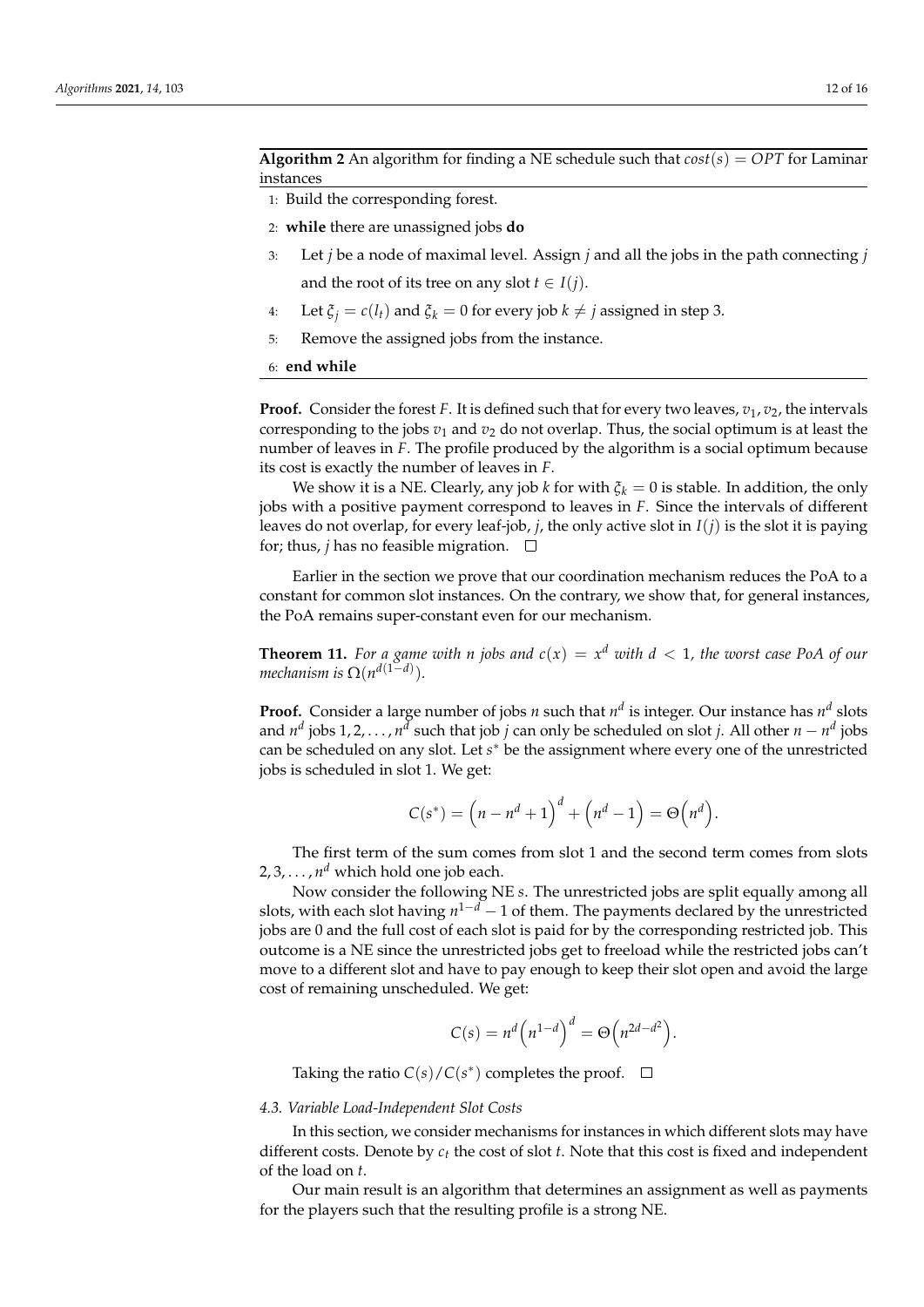**Algorithm 2** An algorithm for finding a NE schedule such that $cost(s) = OPT$ for Laminar instances

1: Build the corresponding forest.
2: **while** there are unassigned jobs **do**
3: Let $j$ be a node of maximal level. Assign $j$ and all the jobs in the path connecting $j$ and the root of its tree on any slot $t \in I(j)$.
4: Let $\xi_j = c(l_t)$ and $\xi_k = 0$ for every job $k \neq j$ assigned in step 3.
5: Remove the assigned jobs from the instance.
6: **end while**

**Proof.** Consider the forest $F$. It is defined such that for every two leaves, $v_1, v_2$, the intervals corresponding to the jobs $v_1$ and $v_2$ do not overlap. Thus, the social optimum is at least the number of leaves in $F$. The profile produced by the algorithm is a social optimum because its cost is exactly the number of leaves in $F$.

We show it is a NE. Clearly, any job $k$ for with $\xi_k = 0$ is stable. In addition, the only jobs with a positive payment correspond to leaves in $F$. Since the intervals of different leaves do not overlap, for every leaf-job, $j$, the only active slot in $I(j)$ is the slot it is paying for; thus, $j$ has no feasible migration. □

Earlier in the section we prove that our coordination mechanism reduces the PoA to a constant for common slot instances. On the contrary, we show that, for general instances, the PoA remains super-constant even for our mechanism.

**Theorem 11.** *For a game with $n$ jobs and $c(x) = x^d$ with $d < 1$, the worst case PoA of our mechanism is $\Omega(n^{d(1-d)})$.*

**Proof.** Consider a large number of jobs $n$ such that $n^d$ is integer. Our instance has $n^d$ slots and $n^d$ jobs $1, 2, \ldots, n^d$ such that job $j$ can only be scheduled on slot $j$. All other $n - n^d$ jobs can be scheduled on any slot. Let $s^*$ be the assignment where every one of the unrestricted jobs is scheduled in slot 1. We get:

$$C(s^*) = \left(n - n^d + 1\right)^d + \left(n^d - 1\right) = \Theta\left(n^d\right).$$

The first term of the sum comes from slot 1 and the second term comes from slots $2, 3, \ldots, n^d$ which hold one job each.

Now consider the following NE $s$. The unrestricted jobs are split equally among all slots, with each slot having $n^{1-d} - 1$ of them. The payments declared by the unrestricted jobs are 0 and the full cost of each slot is paid for by the corresponding restricted job. This outcome is a NE since the unrestricted jobs get to freeload while the restricted jobs can't move to a different slot and have to pay enough to keep their slot open and avoid the large cost of remaining unscheduled. We get:

$$C(s) = n^d \left(n^{1-d}\right)^d = \Theta\left(n^{2d-d^2}\right).$$

Taking the ratio $C(s)/C(s^*)$ completes the proof. □

### 4.3. Variable Load-Independent Slot Costs

In this section, we consider mechanisms for instances in which different slots may have different costs. Denote by $c_t$ the cost of slot $t$. Note that this cost is fixed and independent of the load on $t$.

Our main result is an algorithm that determines an assignment as well as payments for the players such that the resulting profile is a strong NE.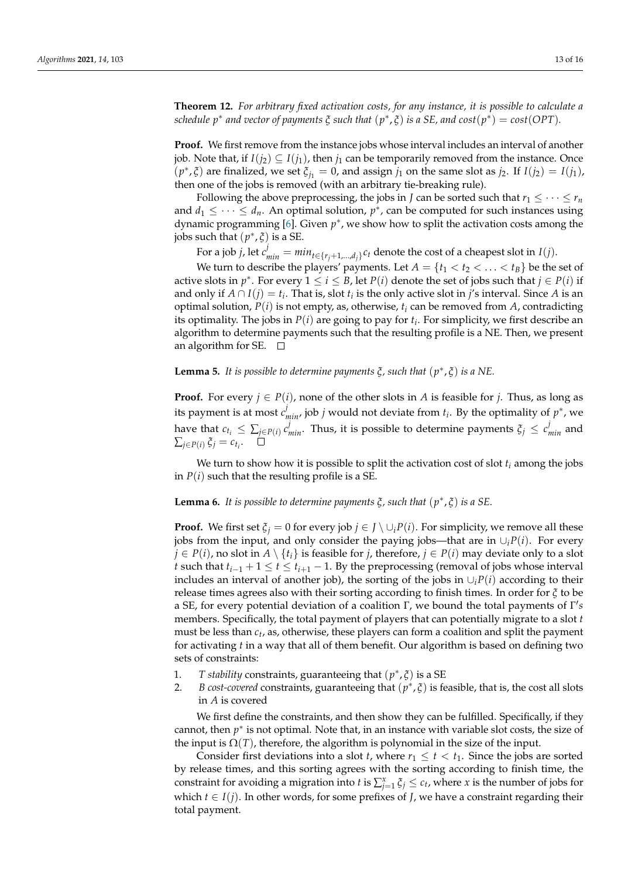**Theorem 12.** *For arbitrary fixed activation costs, for any instance, it is possible to calculate a schedule $p^*$ and vector of payments $\xi$ such that $(p^*, \xi)$ is a SE, and $cost(p^*) = cost(OPT)$.*

**Proof.** We first remove from the instance jobs whose interval includes an interval of another job. Note that, if $I(j_2) \subseteq I(j_1)$, then $j_1$ can be temporarily removed from the instance. Once $(p^*, \xi)$ are finalized, we set $\xi_{j_1} = 0$, and assign $j_1$ on the same slot as $j_2$. If $I(j_2) = I(j_1)$, then one of the jobs is removed (with an arbitrary tie-breaking rule).

Following the above preprocessing, the jobs in $J$ can be sorted such that $r_1 \leq \cdots \leq r_n$ and $d_1 \leq \cdots \leq d_n$. An optimal solution, $p^*$, can be computed for such instances using dynamic programming [6]. Given $p^*$, we show how to split the activation costs among the jobs such that $(p^*, \xi)$ is a SE.

For a job $j$, let $c^j_{min} = min_{t \in \{r_j+1,\ldots,d_j\}} c_t$ denote the cost of a cheapest slot in $I(j)$.

We turn to describe the players' payments. Let $A = \{t_1 < t_2 < \ldots < t_B\}$ be the set of active slots in $p^*$. For every $1 \leq i \leq B$, let $P(i)$ denote the set of jobs such that $j \in P(i)$ if and only if $A \cap I(j) = t_i$. That is, slot $t_i$ is the only active slot in $j$'s interval. Since $A$ is an optimal solution, $P(i)$ is not empty, as, otherwise, $t_i$ can be removed from $A$, contradicting its optimality. The jobs in $P(i)$ are going to pay for $t_i$. For simplicity, we first describe an algorithm to determine payments such that the resulting profile is a NE. Then, we present an algorithm for SE. □

**Lemma 5.** *It is possible to determine payments $\xi$, such that $(p^*, \xi)$ is a NE.*

**Proof.** For every $j \in P(i)$, none of the other slots in $A$ is feasible for $j$. Thus, as long as its payment is at most $c^j_{min}$, job $j$ would not deviate from $t_i$. By the optimality of $p^*$, we have that $c_{t_i} \leq \sum_{j \in P(i)} c^j_{min}$. Thus, it is possible to determine payments $\xi_j \leq c^j_{min}$ and $\sum_{j \in P(i)} \xi_j = c_{t_i}$. □

We turn to show how it is possible to split the activation cost of slot $t_i$ among the jobs in $P(i)$ such that the resulting profile is a SE.

**Lemma 6.** *It is possible to determine payments $\xi$, such that $(p^*, \xi)$ is a SE.*

**Proof.** We first set $\xi_j = 0$ for every job $j \in J \setminus \cup_i P(i)$. For simplicity, we remove all these jobs from the input, and only consider the paying jobs—that are in $\cup_i P(i)$. For every $j \in P(i)$, no slot in $A \setminus \{t_i\}$ is feasible for $j$, therefore, $j \in P(i)$ may deviate only to a slot $t$ such that $t_{i-1} + 1 \leq t \leq t_{i+1} - 1$. By the preprocessing (removal of jobs whose interval includes an interval of another job), the sorting of the jobs in $\cup_i P(i)$ according to their release times agrees also with their sorting according to finish times. In order for $\xi$ to be a SE, for every potential deviation of a coalition $\Gamma$, we bound the total payments of $\Gamma'$s members. Specifically, the total payment of players that can potentially migrate to a slot $t$ must be less than $c_t$, as, otherwise, these players can form a coalition and split the payment for activating $t$ in a way that all of them benefit. Our algorithm is based on defining two sets of constraints:

1. *T stability* constraints, guaranteeing that $(p^*, \xi)$ is a SE
2. *B cost-covered* constraints, guaranteeing that $(p^*, \xi)$ is feasible, that is, the cost all slots in $A$ is covered

We first define the constraints, and then show they can be fulfilled. Specifically, if they cannot, then $p^*$ is not optimal. Note that, in an instance with variable slot costs, the size of the input is $\Omega(T)$, therefore, the algorithm is polynomial in the size of the input.

Consider first deviations into a slot $t$, where $r_1 \leq t < t_1$. Since the jobs are sorted by release times, and this sorting agrees with the sorting according to finish time, the constraint for avoiding a migration into $t$ is $\sum_{j=1}^{x} \xi_j \leq c_t$, where $x$ is the number of jobs for which $t \in I(j)$. In other words, for some prefixes of $J$, we have a constraint regarding their total payment.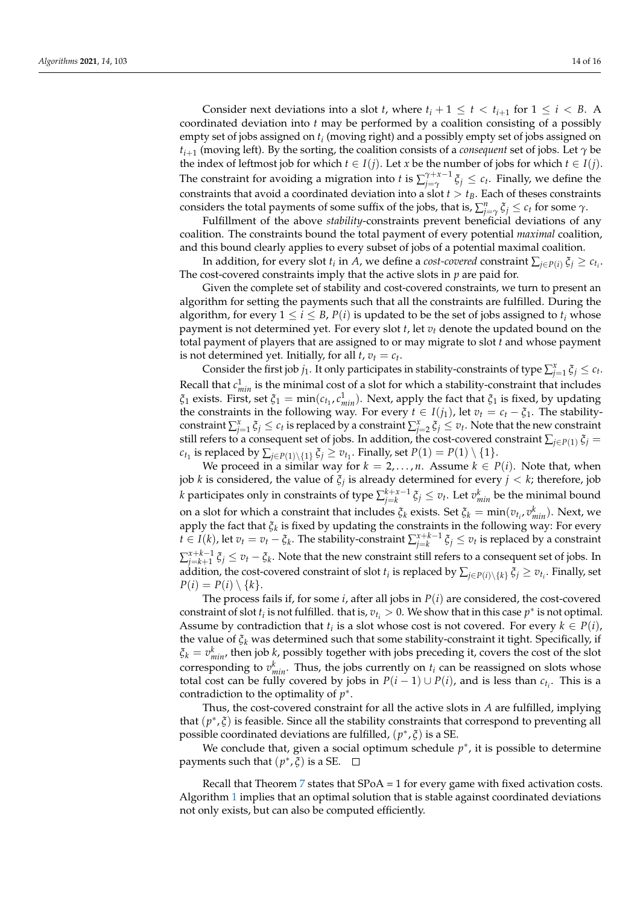Consider next deviations into a slot $t$, where $t_i + 1 \leq t < t_{i+1}$ for $1 \leq i < B$. A coordinated deviation into $t$ may be performed by a coalition consisting of a possibly empty set of jobs assigned on $t_i$ (moving right) and a possibly empty set of jobs assigned on $t_{i+1}$ (moving left). By the sorting, the coalition consists of a *consequent* set of jobs. Let $\gamma$ be the index of leftmost job for which $t \in I(j)$. Let $x$ be the number of jobs for which $t \in I(j)$. The constraint for avoiding a migration into $t$ is $\sum_{j=\gamma}^{\gamma+x-1} \xi_j \leq c_t$. Finally, we define the constraints that avoid a coordinated deviation into a slot $t > t_B$. Each of theses constraints considers the total payments of some suffix of the jobs, that is, $\sum_{j=\gamma}^{n} \xi_j \leq c_t$ for some $\gamma$.

Fulfillment of the above *stability*-constraints prevent beneficial deviations of any coalition. The constraints bound the total payment of every potential *maximal* coalition, and this bound clearly applies to every subset of jobs of a potential maximal coalition.

In addition, for every slot $t_i$ in $A$, we define a *cost-covered* constraint $\sum_{j \in P(i)} \xi_j \geq c_{t_i}$. The cost-covered constraints imply that the active slots in $p$ are paid for.

Given the complete set of stability and cost-covered constraints, we turn to present an algorithm for setting the payments such that all the constraints are fulfilled. During the algorithm, for every $1 \leq i \leq B$, $P(i)$ is updated to be the set of jobs assigned to $t_i$ whose payment is not determined yet. For every slot $t$, let $v_t$ denote the updated bound on the total payment of players that are assigned to or may migrate to slot $t$ and whose payment is not determined yet. Initially, for all $t$, $v_t = c_t$.

Consider the first job $j_1$. It only participates in stability-constraints of type $\sum_{j=1}^{x} \xi_j \leq c_t$. Recall that $c_{min}^1$ is the minimal cost of a slot for which a stability-constraint that includes $\xi_1$ exists. First, set $\xi_1 = \min(c_{t_1}, c_{min}^1)$. Next, apply the fact that $\xi_1$ is fixed, by updating the constraints in the following way. For every $t \in I(j_1)$, let $v_t = c_t - \xi_1$. The stability-constraint $\sum_{j=1}^{x} \xi_j \leq c_t$ is replaced by a constraint $\sum_{j=2}^{x} \xi_j \leq v_t$. Note that the new constraint still refers to a consequent set of jobs. In addition, the cost-covered constraint $\sum_{j \in P(1)} \xi_j = c_{t_1}$ is replaced by $\sum_{j \in P(1) \setminus \{1\}} \xi_j \geq v_{t_1}$. Finally, set $P(1) = P(1) \setminus \{1\}$.

We proceed in a similar way for $k = 2, \ldots, n$. Assume $k \in P(i)$. Note that, when job $k$ is considered, the value of $\xi_j$ is already determined for every $j < k$; therefore, job $k$ participates only in constraints of type $\sum_{j=k}^{k+x-1} \xi_j \leq v_t$. Let $v_{min}^k$ be the minimal bound on a slot for which a constraint that includes $\xi_k$ exists. Set $\xi_k = \min(v_{t_i}, v_{min}^k)$. Next, we apply the fact that $\xi_k$ is fixed by updating the constraints in the following way: For every $t \in I(k)$, let $v_t = v_t - \xi_k$. The stability-constraint $\sum_{j=k}^{x+k-1} \xi_j \leq v_t$ is replaced by a constraint $\sum_{j=k+1}^{x+k-1} \xi_j \leq v_t - \xi_k$. Note that the new constraint still refers to a consequent set of jobs. In addition, the cost-covered constraint of slot $t_i$ is replaced by $\sum_{j \in P(i) \setminus \{k\}} \xi_j \geq v_{t_i}$. Finally, set $P(i) = P(i) \setminus \{k\}$.

The process fails if, for some $i$, after all jobs in $P(i)$ are considered, the cost-covered constraint of slot $t_i$ is not fulfilled. that is, $v_{t_i} > 0$. We show that in this case $p^*$ is not optimal. Assume by contradiction that $t_i$ is a slot whose cost is not covered. For every $k \in P(i)$, the value of $\xi_k$ was determined such that some stability-constraint it tight. Specifically, if $\xi_k = v_{min}^k$, then job $k$, possibly together with jobs preceding it, covers the cost of the slot corresponding to $v_{min}^k$. Thus, the jobs currently on $t_i$ can be reassigned on slots whose total cost can be fully covered by jobs in $P(i-1) \cup P(i)$, and is less than $c_{t_i}$. This is a contradiction to the optimality of $p^*$.

Thus, the cost-covered constraint for all the active slots in $A$ are fulfilled, implying that $(p^*, \xi)$ is feasible. Since all the stability constraints that correspond to preventing all possible coordinated deviations are fulfilled, $(p^*, \xi)$ is a SE.

We conclude that, given a social optimum schedule $p^*$, it is possible to determine payments such that $(p^*, \xi)$ is a SE. □

Recall that Theorem 7 states that SPoA = 1 for every game with fixed activation costs. Algorithm 1 implies that an optimal solution that is stable against coordinated deviations not only exists, but can also be computed efficiently.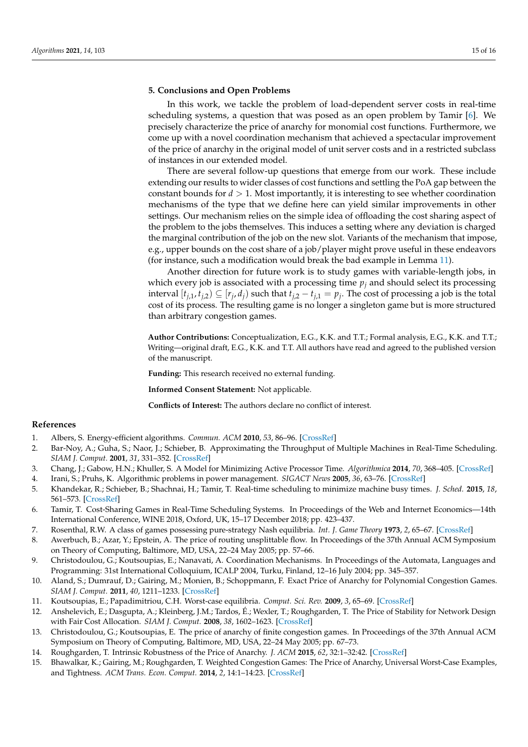## 5. Conclusions and Open Problems

In this work, we tackle the problem of load-dependent server costs in real-time scheduling systems, a question that was posed as an open problem by Tamir [6]. We precisely characterize the price of anarchy for monomial cost functions. Furthermore, we come up with a novel coordination mechanism that achieved a spectacular improvement of the price of anarchy in the original model of unit server costs and in a restricted subclass of instances in our extended model.

There are several follow-up questions that emerge from our work. These include extending our results to wider classes of cost functions and settling the PoA gap between the constant bounds for $d > 1$. Most importantly, it is interesting to see whether coordination mechanisms of the type that we define here can yield similar improvements in other settings. Our mechanism relies on the simple idea of offloading the cost sharing aspect of the problem to the jobs themselves. This induces a setting where any deviation is charged the marginal contribution of the job on the new slot. Variants of the mechanism that impose, e.g., upper bounds on the cost share of a job/player might prove useful in these endeavors (for instance, such a modification would break the bad example in Lemma 11).

Another direction for future work is to study games with variable-length jobs, in which every job is associated with a processing time $p_j$ and should select its processing interval $[t_{j,1}, t_{j,2}) \subseteq [r_j, d_j)$ such that $t_{j,2} - t_{j,1} = p_j$. The cost of processing a job is the total cost of its process. The resulting game is no longer a singleton game but is more structured than arbitrary congestion games.

**Author Contributions:** Conceptualization, E.G., K.K. and T.T.; Formal analysis, E.G., K.K. and T.T.; Writing—original draft, E.G., K.K. and T.T. All authors have read and agreed to the published version of the manuscript.

**Funding:** This research received no external funding.

**Informed Consent Statement:** Not applicable.

**Conflicts of Interest:** The authors declare no conflict of interest.

## References

1. Albers, S. Energy-efficient algorithms. *Commun. ACM* **2010**, *53*, 86–96. [CrossRef]
2. Bar-Noy, A.; Guha, S.; Naor, J.; Schieber, B. Approximating the Throughput of Multiple Machines in Real-Time Scheduling. *SIAM J. Comput.* **2001**, *31*, 331–352. [CrossRef]
3. Chang, J.; Gabow, H.N.; Khuller, S. A Model for Minimizing Active Processor Time. *Algorithmica* **2014**, *70*, 368–405. [CrossRef]
4. Irani, S.; Pruhs, K. Algorithmic problems in power management. *SIGACT News* **2005**, *36*, 63–76. [CrossRef]
5. Khandekar, R.; Schieber, B.; Shachnai, H.; Tamir, T. Real-time scheduling to minimize machine busy times. *J. Sched.* **2015**, *18*, 561–573. [CrossRef]
6. Tamir, T. Cost-Sharing Games in Real-Time Scheduling Systems. In Proceedings of the Web and Internet Economics—14th International Conference, WINE 2018, Oxford, UK, 15–17 December 2018; pp. 423–437.
7. Rosenthal, R.W. A class of games possessing pure-strategy Nash equilibria. *Int. J. Game Theory* **1973**, *2*, 65–67. [CrossRef]
8. Awerbuch, B.; Azar, Y.; Epstein, A. The price of routing unsplittable flow. In Proceedings of the 37th Annual ACM Symposium on Theory of Computing, Baltimore, MD, USA, 22–24 May 2005; pp. 57–66.
9. Christodoulou, G.; Koutsoupias, E.; Nanavati, A. Coordination Mechanisms. In Proceedings of the Automata, Languages and Programming: 31st International Colloquium, ICALP 2004, Turku, Finland, 12–16 July 2004; pp. 345–357.
10. Aland, S.; Dumrauf, D.; Gairing, M.; Monien, B.; Schoppmann, F. Exact Price of Anarchy for Polynomial Congestion Games. *SIAM J. Comput.* **2011**, *40*, 1211–1233. [CrossRef]
11. Koutsoupias, E.; Papadimitriou, C.H. Worst-case equilibria. *Comput. Sci. Rev.* **2009**, *3*, 65–69. [CrossRef]
12. Anshelevich, E.; Dasgupta, A.; Kleinberg, J.M.; Tardos, É.; Wexler, T.; Roughgarden, T. The Price of Stability for Network Design with Fair Cost Allocation. *SIAM J. Comput.* **2008**, *38*, 1602–1623. [CrossRef]
13. Christodoulou, G.; Koutsoupias, E. The price of anarchy of finite congestion games. In Proceedings of the 37th Annual ACM Symposium on Theory of Computing, Baltimore, MD, USA, 22–24 May 2005; pp. 67–73.
14. Roughgarden, T. Intrinsic Robustness of the Price of Anarchy. *J. ACM* **2015**, *62*, 32:1–32:42. [CrossRef]
15. Bhawalkar, K.; Gairing, M.; Roughgarden, T. Weighted Congestion Games: The Price of Anarchy, Universal Worst-Case Examples, and Tightness. *ACM Trans. Econ. Comput.* **2014**, *2*, 14:1–14:23. [CrossRef]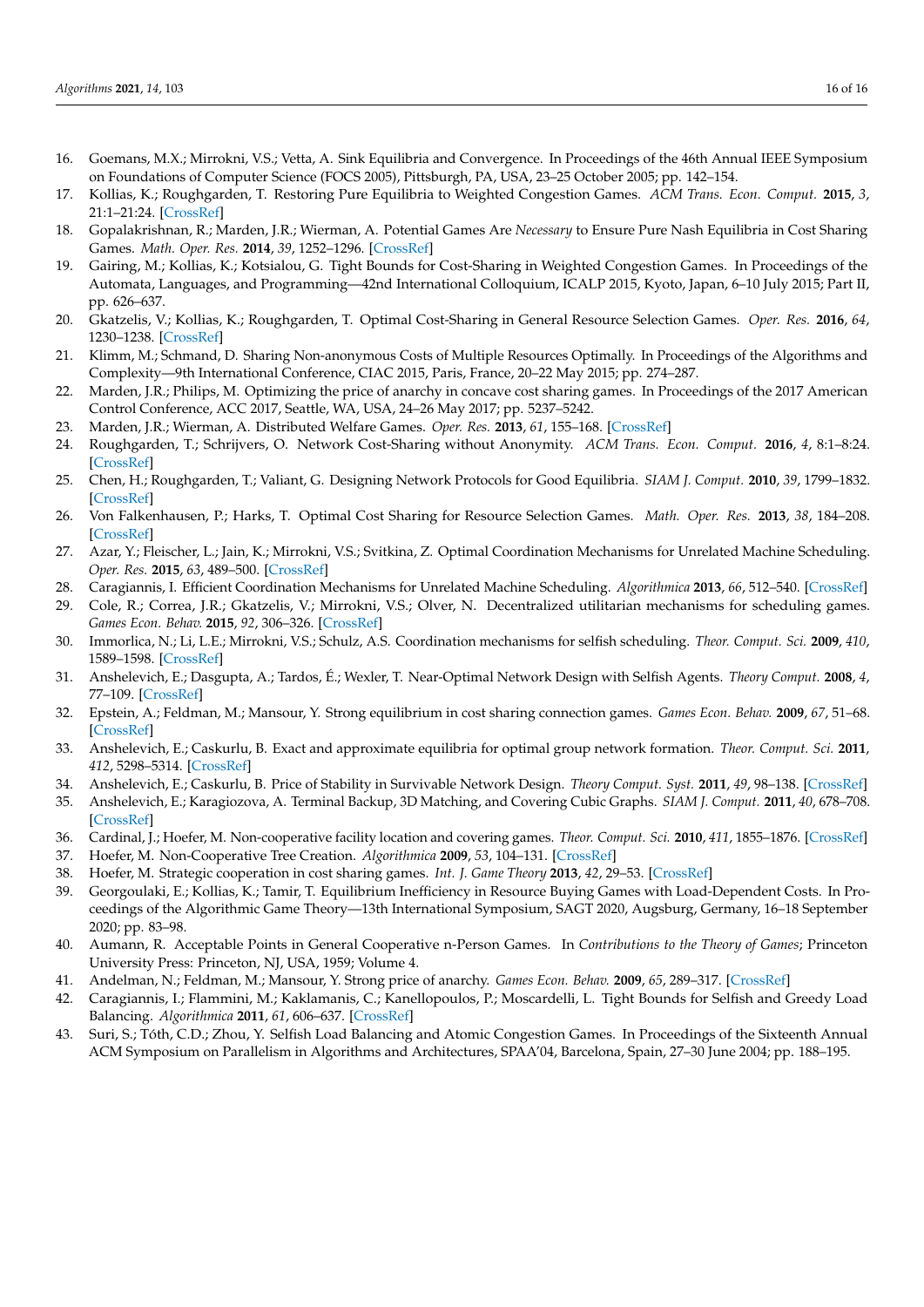16. Goemans, M.X.; Mirrokni, V.S.; Vetta, A. Sink Equilibria and Convergence. In Proceedings of the 46th Annual IEEE Symposium on Foundations of Computer Science (FOCS 2005), Pittsburgh, PA, USA, 23–25 October 2005; pp. 142–154.
17. Kollias, K.; Roughgarden, T. Restoring Pure Equilibria to Weighted Congestion Games. *ACM Trans. Econ. Comput.* **2015**, *3*, 21:1–21:24. [CrossRef]
18. Gopalakrishnan, R.; Marden, J.R.; Wierman, A. Potential Games Are *Necessary* to Ensure Pure Nash Equilibria in Cost Sharing Games. *Math. Oper. Res.* **2014**, *39*, 1252–1296. [CrossRef]
19. Gairing, M.; Kollias, K.; Kotsialou, G. Tight Bounds for Cost-Sharing in Weighted Congestion Games. In Proceedings of the Automata, Languages, and Programming—42nd International Colloquium, ICALP 2015, Kyoto, Japan, 6–10 July 2015; Part II, pp. 626–637.
20. Gkatzelis, V.; Kollias, K.; Roughgarden, T. Optimal Cost-Sharing in General Resource Selection Games. *Oper. Res.* **2016**, *64*, 1230–1238. [CrossRef]
21. Klimm, M.; Schmand, D. Sharing Non-anonymous Costs of Multiple Resources Optimally. In Proceedings of the Algorithms and Complexity—9th International Conference, CIAC 2015, Paris, France, 20–22 May 2015; pp. 274–287.
22. Marden, J.R.; Philips, M. Optimizing the price of anarchy in concave cost sharing games. In Proceedings of the 2017 American Control Conference, ACC 2017, Seattle, WA, USA, 24–26 May 2017; pp. 5237–5242.
23. Marden, J.R.; Wierman, A. Distributed Welfare Games. *Oper. Res.* **2013**, *61*, 155–168. [CrossRef]
24. Roughgarden, T.; Schrijvers, O. Network Cost-Sharing without Anonymity. *ACM Trans. Econ. Comput.* **2016**, *4*, 8:1–8:24. [CrossRef]
25. Chen, H.; Roughgarden, T.; Valiant, G. Designing Network Protocols for Good Equilibria. *SIAM J. Comput.* **2010**, *39*, 1799–1832. [CrossRef]
26. Von Falkenhausen, P.; Harks, T. Optimal Cost Sharing for Resource Selection Games. *Math. Oper. Res.* **2013**, *38*, 184–208. [CrossRef]
27. Azar, Y.; Fleischer, L.; Jain, K.; Mirrokni, V.S.; Svitkina, Z. Optimal Coordination Mechanisms for Unrelated Machine Scheduling. *Oper. Res.* **2015**, *63*, 489–500. [CrossRef]
28. Caragiannis, I. Efficient Coordination Mechanisms for Unrelated Machine Scheduling. *Algorithmica* **2013**, *66*, 512–540. [CrossRef]
29. Cole, R.; Correa, J.R.; Gkatzelis, V.; Mirrokni, V.S.; Olver, N. Decentralized utilitarian mechanisms for scheduling games. *Games Econ. Behav.* **2015**, *92*, 306–326. [CrossRef]
30. Immorlica, N.; Li, L.E.; Mirrokni, V.S.; Schulz, A.S. Coordination mechanisms for selfish scheduling. *Theor. Comput. Sci.* **2009**, *410*, 1589–1598. [CrossRef]
31. Anshelevich, E.; Dasgupta, A.; Tardos, É.; Wexler, T. Near-Optimal Network Design with Selfish Agents. *Theory Comput.* **2008**, *4*, 77–109. [CrossRef]
32. Epstein, A.; Feldman, M.; Mansour, Y. Strong equilibrium in cost sharing connection games. *Games Econ. Behav.* **2009**, *67*, 51–68. [CrossRef]
33. Anshelevich, E.; Caskurlu, B. Exact and approximate equilibria for optimal group network formation. *Theor. Comput. Sci.* **2011**, *412*, 5298–5314. [CrossRef]
34. Anshelevich, E.; Caskurlu, B. Price of Stability in Survivable Network Design. *Theory Comput. Syst.* **2011**, *49*, 98–138. [CrossRef]
35. Anshelevich, E.; Karagiozova, A. Terminal Backup, 3D Matching, and Covering Cubic Graphs. *SIAM J. Comput.* **2011**, *40*, 678–708. [CrossRef]
36. Cardinal, J.; Hoefer, M. Non-cooperative facility location and covering games. *Theor. Comput. Sci.* **2010**, *411*, 1855–1876. [CrossRef]
37. Hoefer, M. Non-Cooperative Tree Creation. *Algorithmica* **2009**, *53*, 104–131. [CrossRef]
38. Hoefer, M. Strategic cooperation in cost sharing games. *Int. J. Game Theory* **2013**, *42*, 29–53. [CrossRef]
39. Georgoulaki, E.; Kollias, K.; Tamir, T. Equilibrium Inefficiency in Resource Buying Games with Load-Dependent Costs. In Proceedings of the Algorithmic Game Theory—13th International Symposium, SAGT 2020, Augsburg, Germany, 16–18 September 2020; pp. 83–98.
40. Aumann, R. Acceptable Points in General Cooperative n-Person Games. In *Contributions to the Theory of Games*; Princeton University Press: Princeton, NJ, USA, 1959; Volume 4.
41. Andelman, N.; Feldman, M.; Mansour, Y. Strong price of anarchy. *Games Econ. Behav.* **2009**, *65*, 289–317. [CrossRef]
42. Caragiannis, I.; Flammini, M.; Kaklamanis, C.; Kanellopoulos, P.; Moscardelli, L. Tight Bounds for Selfish and Greedy Load Balancing. *Algorithmica* **2011**, *61*, 606–637. [CrossRef]
43. Suri, S.; Tóth, C.D.; Zhou, Y. Selfish Load Balancing and Atomic Congestion Games. In Proceedings of the Sixteenth Annual ACM Symposium on Parallelism in Algorithms and Architectures, SPAA'04, Barcelona, Spain, 27–30 June 2004; pp. 188–195.